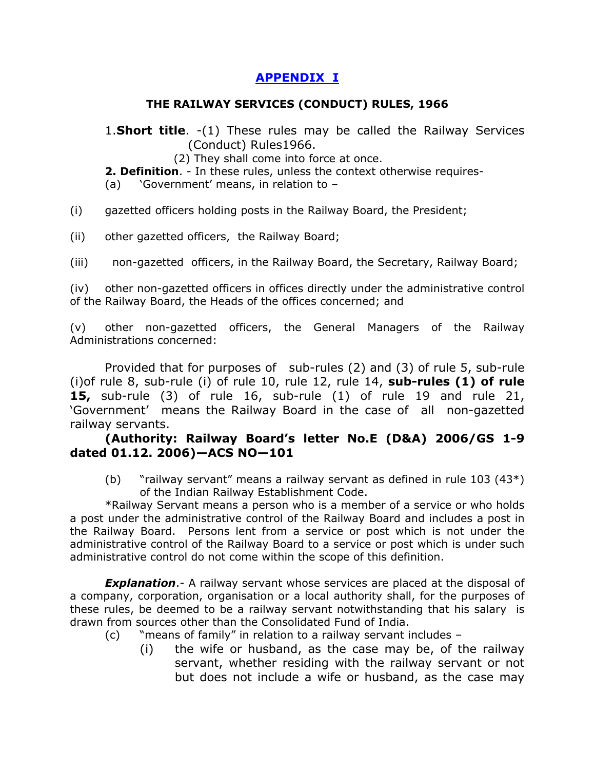# APPENDIX I

## THE RAILWAY SERVICES (CONDUCT) RULES, 1966

1.**Short title**. -(1) These rules may be called the Railway Services (Conduct) Rules1966.

(2) They shall come into force at once.

**2. Definition**. - In these rules, unless the context otherwise requires-

(a) 'Government' means, in relation to –

(i) gazetted officers holding posts in the Railway Board, the President;

(ii) other gazetted officers, the Railway Board;

(iii) non-gazetted officers, in the Railway Board, the Secretary, Railway Board;

(iv) other non-gazetted officers in offices directly under the administrative control of the Railway Board, the Heads of the offices concerned; and

(v) other non-gazetted officers, the General Managers of the Railway Administrations concerned:

Provided that for purposes of sub-rules (2) and (3) of rule 5, sub-rule (i)of rule 8, sub-rule (i) of rule 10, rule 12, rule 14, **sub-rules (1) of rule 15,** sub-rule (3) of rule 16, sub-rule (1) of rule 19 and rule 21, 'Government' means the Railway Board in the case of all non-gazetted railway servants.

**(Authority: Railway Board's letter No.E (D&A) 2006/GS 1-9 dated 01.12. 2006)—ACS NO—101**

(b) "railway servant" means a railway servant as defined in rule 103 (43*) of the Indian Railway Establishment Code.

*Railway Servant means a person who is a member of a service or who holds a post under the administrative control of the Railway Board and includes a post in the Railway Board. Persons lent from a service or post which is not under the administrative control of the Railway Board to a service or post which is under such administrative control do not come within the scope of this definition.

***Explanation***.- A railway servant whose services are placed at the disposal of a company, corporation, organisation or a local authority shall, for the purposes of these rules, be deemed to be a railway servant notwithstanding that his salary is drawn from sources other than the Consolidated Fund of India.

(c) "means of family" in relation to a railway servant includes –

(i) the wife or husband, as the case may be, of the railway servant, whether residing with the railway servant or not but does not include a wife or husband, as the case may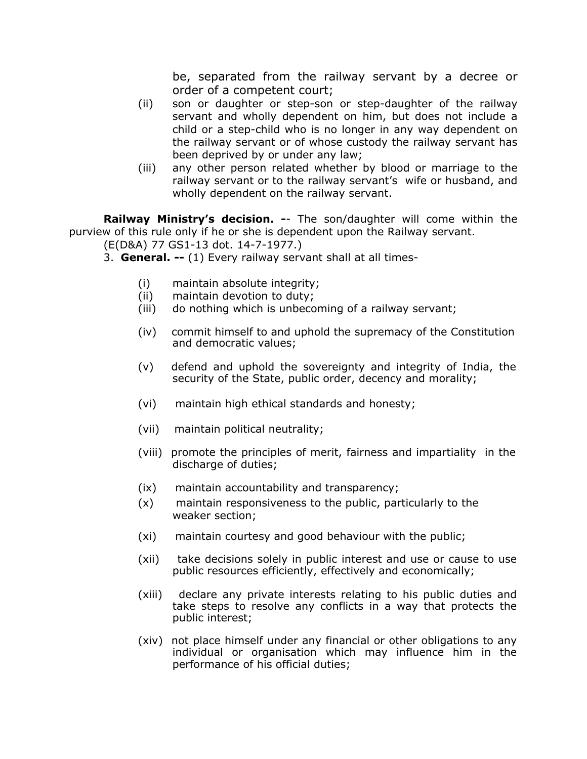be, separated from the railway servant by a decree or order of a competent court;

(ii) son or daughter or step-son or step-daughter of the railway servant and wholly dependent on him, but does not include a child or a step-child who is no longer in any way dependent on the railway servant or of whose custody the railway servant has been deprived by or under any law;

(iii) any other person related whether by blood or marriage to the railway servant or to the railway servant's wife or husband, and wholly dependent on the railway servant.

**Railway Ministry's decision. -**- The son/daughter will come within the purview of this rule only if he or she is dependent upon the Railway servant.
(E(D&A) 77 GS1-13 dot. 14-7-1977.)

3. **General. --** (1) Every railway servant shall at all times-

(i) maintain absolute integrity;

(ii) maintain devotion to duty;

(iii) do nothing which is unbecoming of a railway servant;

(iv) commit himself to and uphold the supremacy of the Constitution and democratic values;

(v) defend and uphold the sovereignty and integrity of India, the security of the State, public order, decency and morality;

(vi) maintain high ethical standards and honesty;

(vii) maintain political neutrality;

(viii) promote the principles of merit, fairness and impartiality in the discharge of duties;

(ix) maintain accountability and transparency;

(x) maintain responsiveness to the public, particularly to the weaker section;

(xi) maintain courtesy and good behaviour with the public;

(xii) take decisions solely in public interest and use or cause to use public resources efficiently, effectively and economically;

(xiii) declare any private interests relating to his public duties and take steps to resolve any conflicts in a way that protects the public interest;

(xiv) not place himself under any financial or other obligations to any individual or organisation which may influence him in the performance of his official duties;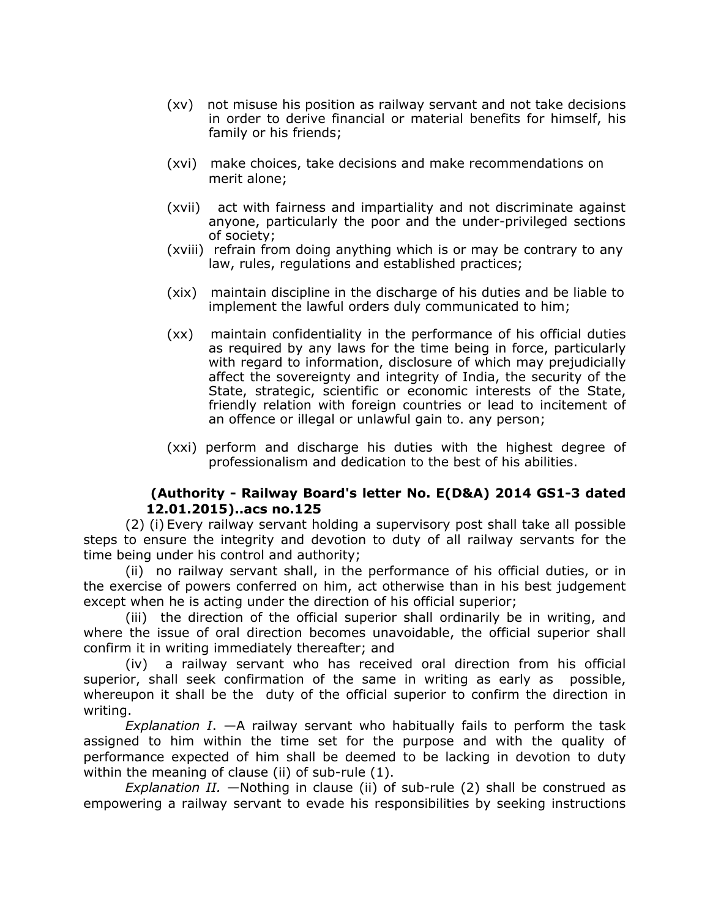(xv) not misuse his position as railway servant and not take decisions in order to derive financial or material benefits for himself, his family or his friends;

(xvi) make choices, take decisions and make recommendations on merit alone;

(xvii) act with fairness and impartiality and not discriminate against anyone, particularly the poor and the under-privileged sections of society;

(xviii) refrain from doing anything which is or may be contrary to any law, rules, regulations and established practices;

(xix) maintain discipline in the discharge of his duties and be liable to implement the lawful orders duly communicated to him;

(xx) maintain confidentiality in the performance of his official duties as required by any laws for the time being in force, particularly with regard to information, disclosure of which may prejudicially affect the sovereignty and integrity of India, the security of the State, strategic, scientific or economic interests of the State, friendly relation with foreign countries or lead to incitement of an offence or illegal or unlawful gain to. any person;

(xxi) perform and discharge his duties with the highest degree of professionalism and dedication to the best of his abilities.

**(Authority - Railway Board's letter No. E(D&A) 2014 GS1-3 dated 12.01.2015)..acs no.125**

(2) (i) Every railway servant holding a supervisory post shall take all possible steps to ensure the integrity and devotion to duty of all railway servants for the time being under his control and authority;

(ii) no railway servant shall, in the performance of his official duties, or in the exercise of powers conferred on him, act otherwise than in his best judgement except when he is acting under the direction of his official superior;

(iii) the direction of the official superior shall ordinarily be in writing, and where the issue of oral direction becomes unavoidable, the official superior shall confirm it in writing immediately thereafter; and

(iv) a railway servant who has received oral direction from his official superior, shall seek confirmation of the same in writing as early as possible, whereupon it shall be the duty of the official superior to confirm the direction in writing.

*Explanation I*. —A railway servant who habitually fails to perform the task assigned to him within the time set for the purpose and with the quality of performance expected of him shall be deemed to be lacking in devotion to duty within the meaning of clause (ii) of sub-rule (1).

*Explanation II.* —Nothing in clause (ii) of sub-rule (2) shall be construed as empowering a railway servant to evade his responsibilities by seeking instructions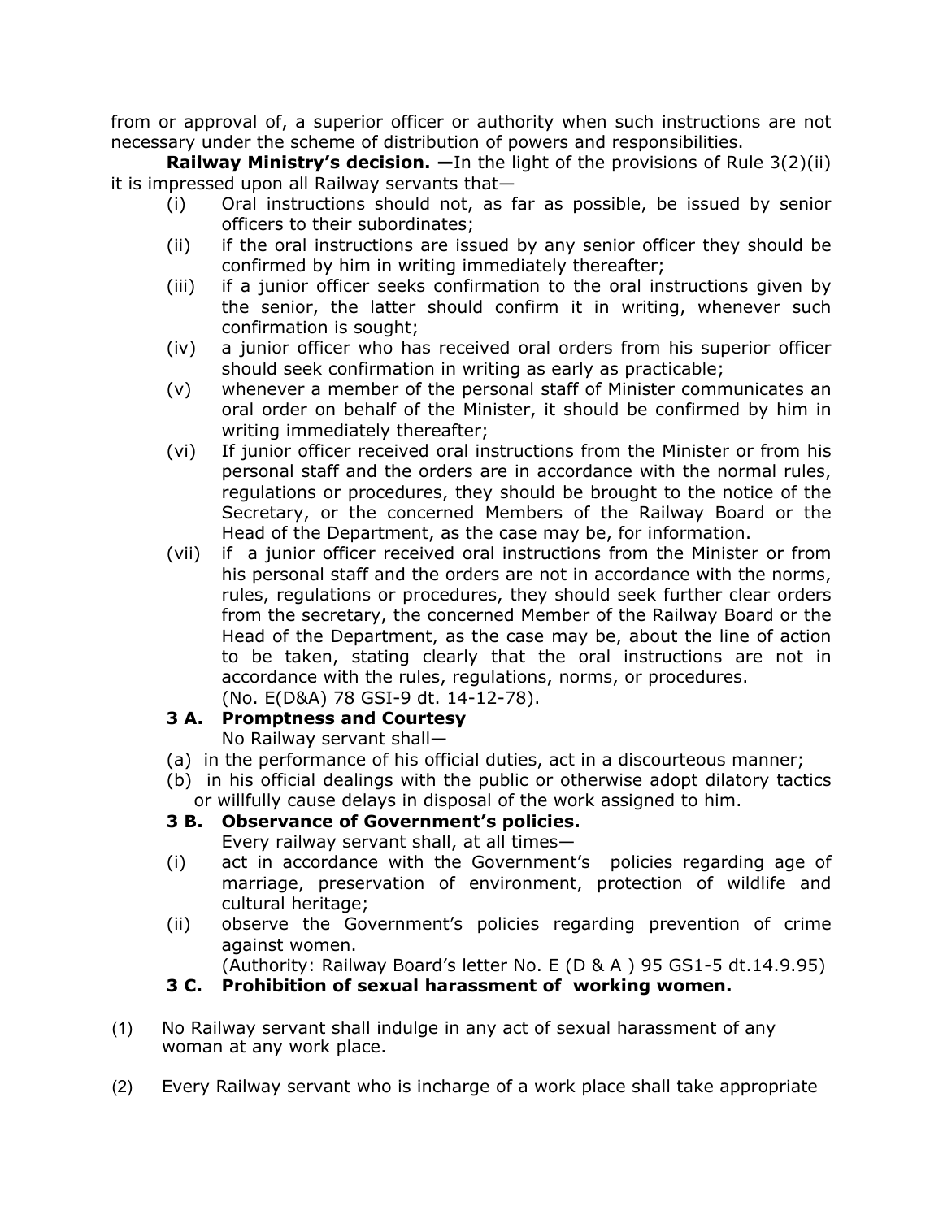from or approval of, a superior officer or authority when such instructions are not necessary under the scheme of distribution of powers and responsibilities.

**Railway Ministry's decision. —**In the light of the provisions of Rule 3(2)(ii) it is impressed upon all Railway servants that—

(i) Oral instructions should not, as far as possible, be issued by senior officers to their subordinates;

(ii) if the oral instructions are issued by any senior officer they should be confirmed by him in writing immediately thereafter;

(iii) if a junior officer seeks confirmation to the oral instructions given by the senior, the latter should confirm it in writing, whenever such confirmation is sought;

(iv) a junior officer who has received oral orders from his superior officer should seek confirmation in writing as early as practicable;

(v) whenever a member of the personal staff of Minister communicates an oral order on behalf of the Minister, it should be confirmed by him in writing immediately thereafter;

(vi) If junior officer received oral instructions from the Minister or from his personal staff and the orders are in accordance with the normal rules, regulations or procedures, they should be brought to the notice of the Secretary, or the concerned Members of the Railway Board or the Head of the Department, as the case may be, for information.

(vii) if a junior officer received oral instructions from the Minister or from his personal staff and the orders are not in accordance with the norms, rules, regulations or procedures, they should seek further clear orders from the secretary, the concerned Member of the Railway Board or the Head of the Department, as the case may be, about the line of action to be taken, stating clearly that the oral instructions are not in accordance with the rules, regulations, norms, or procedures.
(No. E(D&A) 78 GSI-9 dt. 14-12-78).

**3 A. Promptness and Courtesy**

No Railway servant shall—

(a) in the performance of his official duties, act in a discourteous manner;

(b) in his official dealings with the public or otherwise adopt dilatory tactics or willfully cause delays in disposal of the work assigned to him.

**3 B. Observance of Government's policies.**

Every railway servant shall, at all times—

(i) act in accordance with the Government's policies regarding age of marriage, preservation of environment, protection of wildlife and cultural heritage;

(ii) observe the Government's policies regarding prevention of crime against women.
(Authority: Railway Board's letter No. E (D & A ) 95 GS1-5 dt.14.9.95)

**3 C. Prohibition of sexual harassment of working women.**

(1) No Railway servant shall indulge in any act of sexual harassment of any woman at any work place.

(2) Every Railway servant who is incharge of a work place shall take appropriate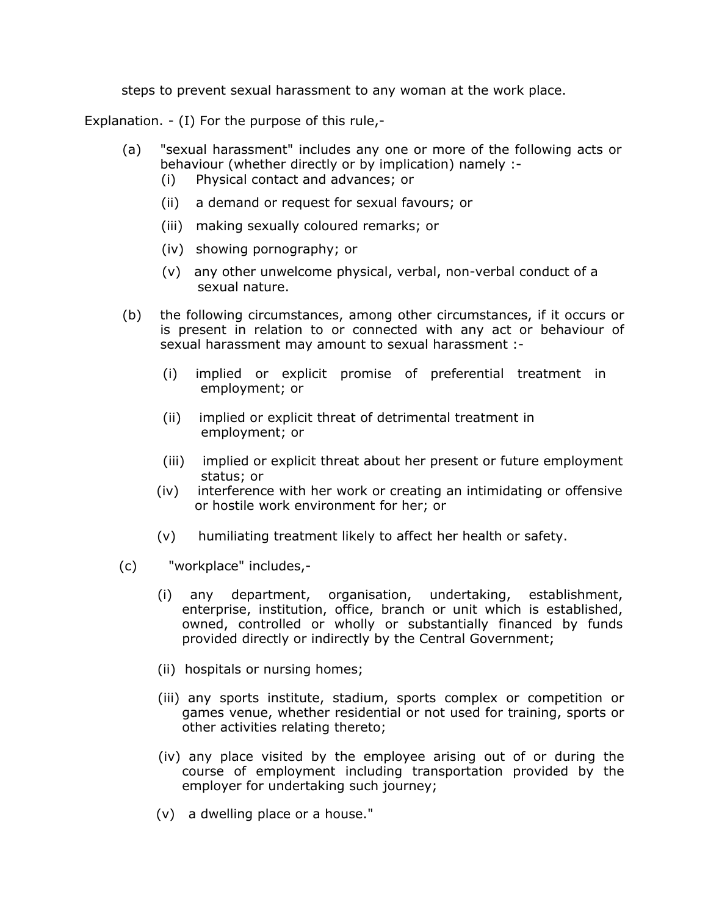steps to prevent sexual harassment to any woman at the work place.

Explanation. - (I) For the purpose of this rule,-

(a) "sexual harassment" includes any one or more of the following acts or behaviour (whether directly or by implication) namely :-

  (i) Physical contact and advances; or

  (ii) a demand or request for sexual favours; or

  (iii) making sexually coloured remarks; or

  (iv) showing pornography; or

  (v) any other unwelcome physical, verbal, non-verbal conduct of a sexual nature.

(b) the following circumstances, among other circumstances, if it occurs or is present in relation to or connected with any act or behaviour of sexual harassment may amount to sexual harassment :-

  (i) implied or explicit promise of preferential treatment in employment; or

  (ii) implied or explicit threat of detrimental treatment in employment; or

  (iii) implied or explicit threat about her present or future employment status; or

  (iv) interference with her work or creating an intimidating or offensive or hostile work environment for her; or

  (v) humiliating treatment likely to affect her health or safety.

(c) "workplace" includes,-

  (i) any department, organisation, undertaking, establishment, enterprise, institution, office, branch or unit which is established, owned, controlled or wholly or substantially financed by funds provided directly or indirectly by the Central Government;

  (ii) hospitals or nursing homes;

  (iii) any sports institute, stadium, sports complex or competition or games venue, whether residential or not used for training, sports or other activities relating thereto;

  (iv) any place visited by the employee arising out of or during the course of employment including transportation provided by the employer for undertaking such journey;

  (v) a dwelling place or a house."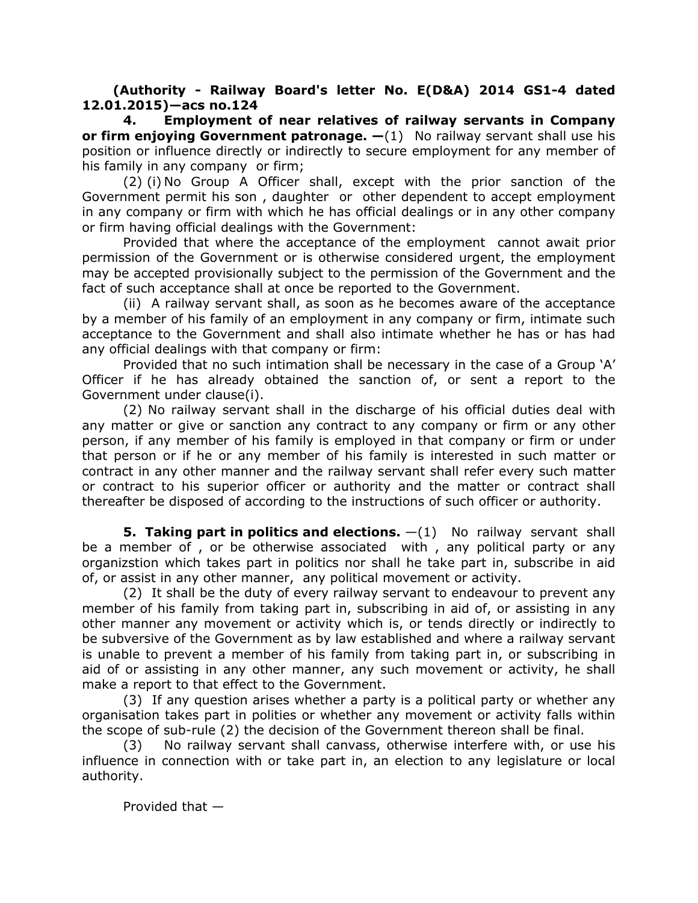**(Authority - Railway Board's letter No. E(D&A) 2014 GS1-4 dated 12.01.2015)—acs no.124**

**4. Employment of near relatives of railway servants in Company or firm enjoying Government patronage. —**(1) No railway servant shall use his position or influence directly or indirectly to secure employment for any member of his family in any company or firm;

(2) (i) No Group A Officer shall, except with the prior sanction of the Government permit his son , daughter or other dependent to accept employment in any company or firm with which he has official dealings or in any other company or firm having official dealings with the Government:

Provided that where the acceptance of the employment cannot await prior permission of the Government or is otherwise considered urgent, the employment may be accepted provisionally subject to the permission of the Government and the fact of such acceptance shall at once be reported to the Government.

(ii) A railway servant shall, as soon as he becomes aware of the acceptance by a member of his family of an employment in any company or firm, intimate such acceptance to the Government and shall also intimate whether he has or has had any official dealings with that company or firm:

Provided that no such intimation shall be necessary in the case of a Group 'A' Officer if he has already obtained the sanction of, or sent a report to the Government under clause(i).

(2) No railway servant shall in the discharge of his official duties deal with any matter or give or sanction any contract to any company or firm or any other person, if any member of his family is employed in that company or firm or under that person or if he or any member of his family is interested in such matter or contract in any other manner and the railway servant shall refer every such matter or contract to his superior officer or authority and the matter or contract shall thereafter be disposed of according to the instructions of such officer or authority.

**5. Taking part in politics and elections.** —(1) No railway servant shall be a member of , or be otherwise associated with , any political party or any organizstion which takes part in politics nor shall he take part in, subscribe in aid of, or assist in any other manner, any political movement or activity.

(2) It shall be the duty of every railway servant to endeavour to prevent any member of his family from taking part in, subscribing in aid of, or assisting in any other manner any movement or activity which is, or tends directly or indirectly to be subversive of the Government as by law established and where a railway servant is unable to prevent a member of his family from taking part in, or subscribing in aid of or assisting in any other manner, any such movement or activity, he shall make a report to that effect to the Government.

(3) If any question arises whether a party is a political party or whether any organisation takes part in polities or whether any movement or activity falls within the scope of sub-rule (2) the decision of the Government thereon shall be final.

(3) No railway servant shall canvass, otherwise interfere with, or use his influence in connection with or take part in, an election to any legislature or local authority.

Provided that —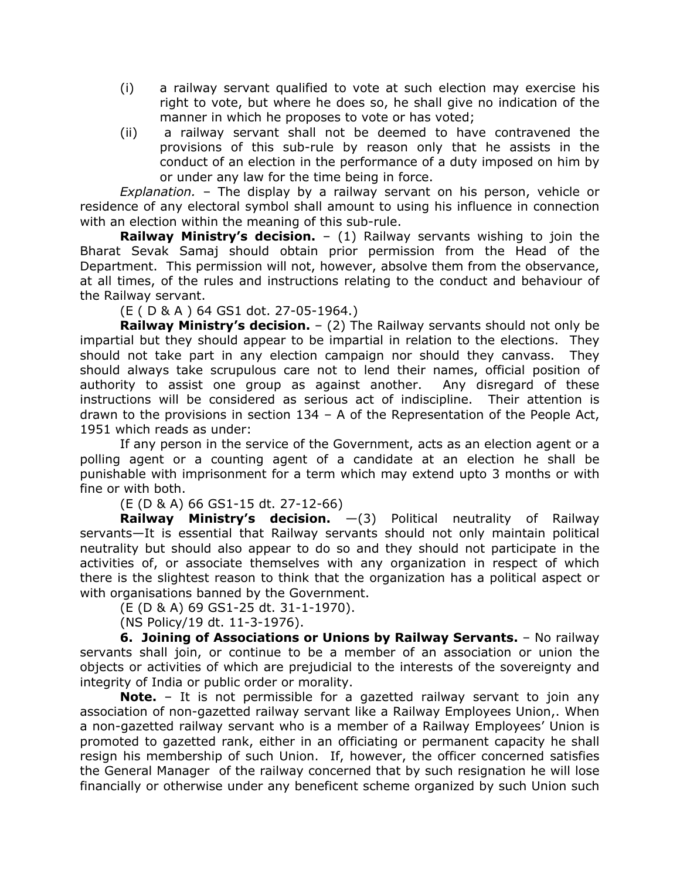(i) a railway servant qualified to vote at such election may exercise his right to vote, but where he does so, he shall give no indication of the manner in which he proposes to vote or has voted;

(ii) a railway servant shall not be deemed to have contravened the provisions of this sub-rule by reason only that he assists in the conduct of an election in the performance of a duty imposed on him by or under any law for the time being in force.

*Explanation.* – The display by a railway servant on his person, vehicle or residence of any electoral symbol shall amount to using his influence in connection with an election within the meaning of this sub-rule.

**Railway Ministry's decision.** – (1) Railway servants wishing to join the Bharat Sevak Samaj should obtain prior permission from the Head of the Department. This permission will not, however, absolve them from the observance, at all times, of the rules and instructions relating to the conduct and behaviour of the Railway servant.

(E ( D & A ) 64 GS1 dot. 27-05-1964.)

**Railway Ministry's decision.** – (2) The Railway servants should not only be impartial but they should appear to be impartial in relation to the elections. They should not take part in any election campaign nor should they canvass. They should always take scrupulous care not to lend their names, official position of authority to assist one group as against another. Any disregard of these instructions will be considered as serious act of indiscipline. Their attention is drawn to the provisions in section 134 – A of the Representation of the People Act, 1951 which reads as under:

If any person in the service of the Government, acts as an election agent or a polling agent or a counting agent of a candidate at an election he shall be punishable with imprisonment for a term which may extend upto 3 months or with fine or with both.

(E (D & A) 66 GS1-15 dt. 27-12-66)

**Railway Ministry's decision.** —(3) Political neutrality of Railway servants—It is essential that Railway servants should not only maintain political neutrality but should also appear to do so and they should not participate in the activities of, or associate themselves with any organization in respect of which there is the slightest reason to think that the organization has a political aspect or with organisations banned by the Government.

(E (D & A) 69 GS1-25 dt. 31-1-1970).

(NS Policy/19 dt. 11-3-1976).

**6. Joining of Associations or Unions by Railway Servants.** – No railway servants shall join, or continue to be a member of an association or union the objects or activities of which are prejudicial to the interests of the sovereignty and integrity of India or public order or morality.

**Note.** – It is not permissible for a gazetted railway servant to join any association of non-gazetted railway servant like a Railway Employees Union,. When a non-gazetted railway servant who is a member of a Railway Employees' Union is promoted to gazetted rank, either in an officiating or permanent capacity he shall resign his membership of such Union. If, however, the officer concerned satisfies the General Manager of the railway concerned that by such resignation he will lose financially or otherwise under any beneficent scheme organized by such Union such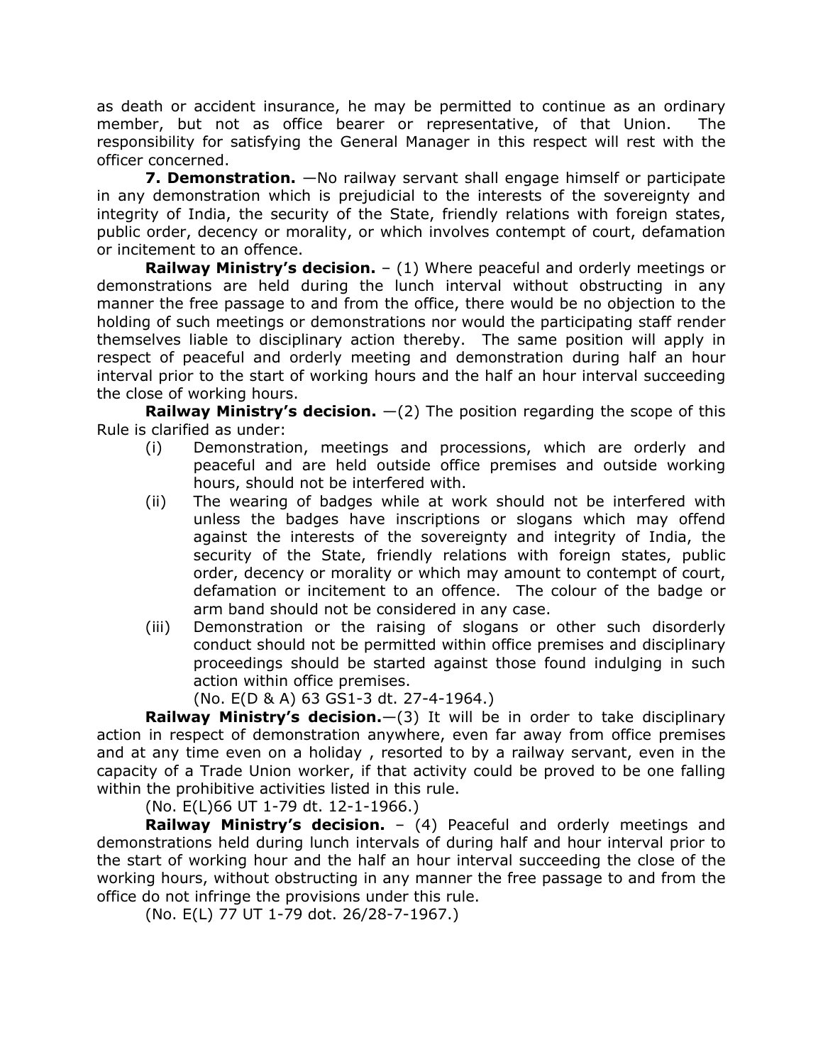as death or accident insurance, he may be permitted to continue as an ordinary member, but not as office bearer or representative, of that Union. The responsibility for satisfying the General Manager in this respect will rest with the officer concerned.

**7. Demonstration.** —No railway servant shall engage himself or participate in any demonstration which is prejudicial to the interests of the sovereignty and integrity of India, the security of the State, friendly relations with foreign states, public order, decency or morality, or which involves contempt of court, defamation or incitement to an offence.

**Railway Ministry's decision.** – (1) Where peaceful and orderly meetings or demonstrations are held during the lunch interval without obstructing in any manner the free passage to and from the office, there would be no objection to the holding of such meetings or demonstrations nor would the participating staff render themselves liable to disciplinary action thereby. The same position will apply in respect of peaceful and orderly meeting and demonstration during half an hour interval prior to the start of working hours and the half an hour interval succeeding the close of working hours.

**Railway Ministry's decision.** —(2) The position regarding the scope of this Rule is clarified as under:

(i) Demonstration, meetings and processions, which are orderly and peaceful and are held outside office premises and outside working hours, should not be interfered with.

(ii) The wearing of badges while at work should not be interfered with unless the badges have inscriptions or slogans which may offend against the interests of the sovereignty and integrity of India, the security of the State, friendly relations with foreign states, public order, decency or morality or which may amount to contempt of court, defamation or incitement to an offence. The colour of the badge or arm band should not be considered in any case.

(iii) Demonstration or the raising of slogans or other such disorderly conduct should not be permitted within office premises and disciplinary proceedings should be started against those found indulging in such action within office premises.

(No. E(D & A) 63 GS1-3 dt. 27-4-1964.)

**Railway Ministry's decision.**—(3) It will be in order to take disciplinary action in respect of demonstration anywhere, even far away from office premises and at any time even on a holiday , resorted to by a railway servant, even in the capacity of a Trade Union worker, if that activity could be proved to be one falling within the prohibitive activities listed in this rule.

(No. E(L)66 UT 1-79 dt. 12-1-1966.)

**Railway Ministry's decision.** – (4) Peaceful and orderly meetings and demonstrations held during lunch intervals of during half and hour interval prior to the start of working hour and the half an hour interval succeeding the close of the working hours, without obstructing in any manner the free passage to and from the office do not infringe the provisions under this rule.

(No. E(L) 77 UT 1-79 dot. 26/28-7-1967.)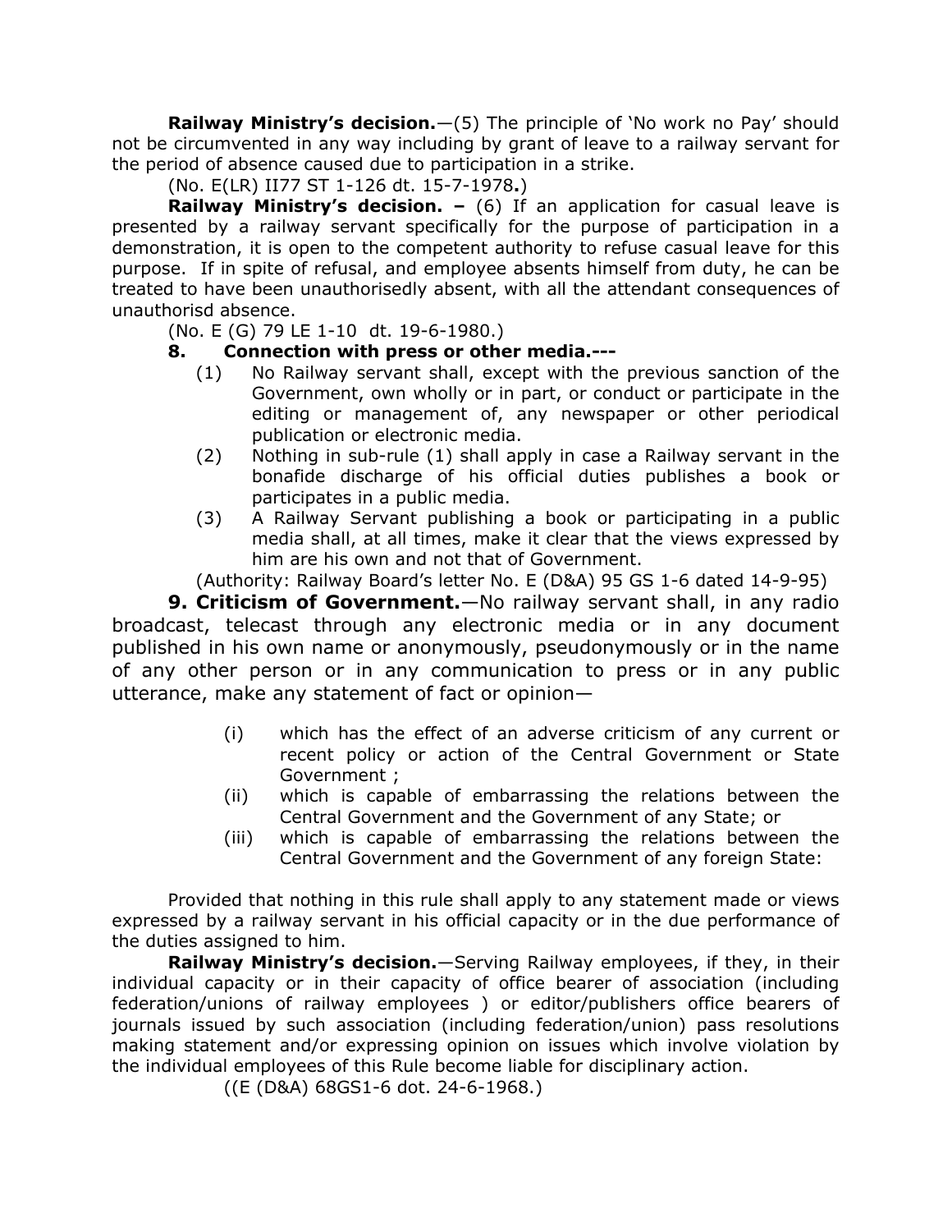**Railway Ministry's decision.**—(5) The principle of 'No work no Pay' should not be circumvented in any way including by grant of leave to a railway servant for the period of absence caused due to participation in a strike.

(No. E(LR) II77 ST 1-126 dt. 15-7-1978**.**)

**Railway Ministry's decision. –** (6) If an application for casual leave is presented by a railway servant specifically for the purpose of participation in a demonstration, it is open to the competent authority to refuse casual leave for this purpose. If in spite of refusal, and employee absents himself from duty, he can be treated to have been unauthorisedly absent, with all the attendant consequences of unauthorisd absence.

(No. E (G) 79 LE 1-10 dt. 19-6-1980.)

**8. Connection with press or other media.---**

(1) No Railway servant shall, except with the previous sanction of the Government, own wholly or in part, or conduct or participate in the editing or management of, any newspaper or other periodical publication or electronic media.

(2) Nothing in sub-rule (1) shall apply in case a Railway servant in the bonafide discharge of his official duties publishes a book or participates in a public media.

(3) A Railway Servant publishing a book or participating in a public media shall, at all times, make it clear that the views expressed by him are his own and not that of Government.

(Authority: Railway Board's letter No. E (D&A) 95 GS 1-6 dated 14-9-95)

**9. Criticism of Government.**—No railway servant shall, in any radio broadcast, telecast through any electronic media or in any document published in his own name or anonymously, pseudonymously or in the name of any other person or in any communication to press or in any public utterance, make any statement of fact or opinion—

(i) which has the effect of an adverse criticism of any current or recent policy or action of the Central Government or State Government ;

(ii) which is capable of embarrassing the relations between the Central Government and the Government of any State; or

(iii) which is capable of embarrassing the relations between the Central Government and the Government of any foreign State:

Provided that nothing in this rule shall apply to any statement made or views expressed by a railway servant in his official capacity or in the due performance of the duties assigned to him.

**Railway Ministry's decision.**—Serving Railway employees, if they, in their individual capacity or in their capacity of office bearer of association (including federation/unions of railway employees ) or editor/publishers office bearers of journals issued by such association (including federation/union) pass resolutions making statement and/or expressing opinion on issues which involve violation by the individual employees of this Rule become liable for disciplinary action.

((E (D&A) 68GS1-6 dot. 24-6-1968.)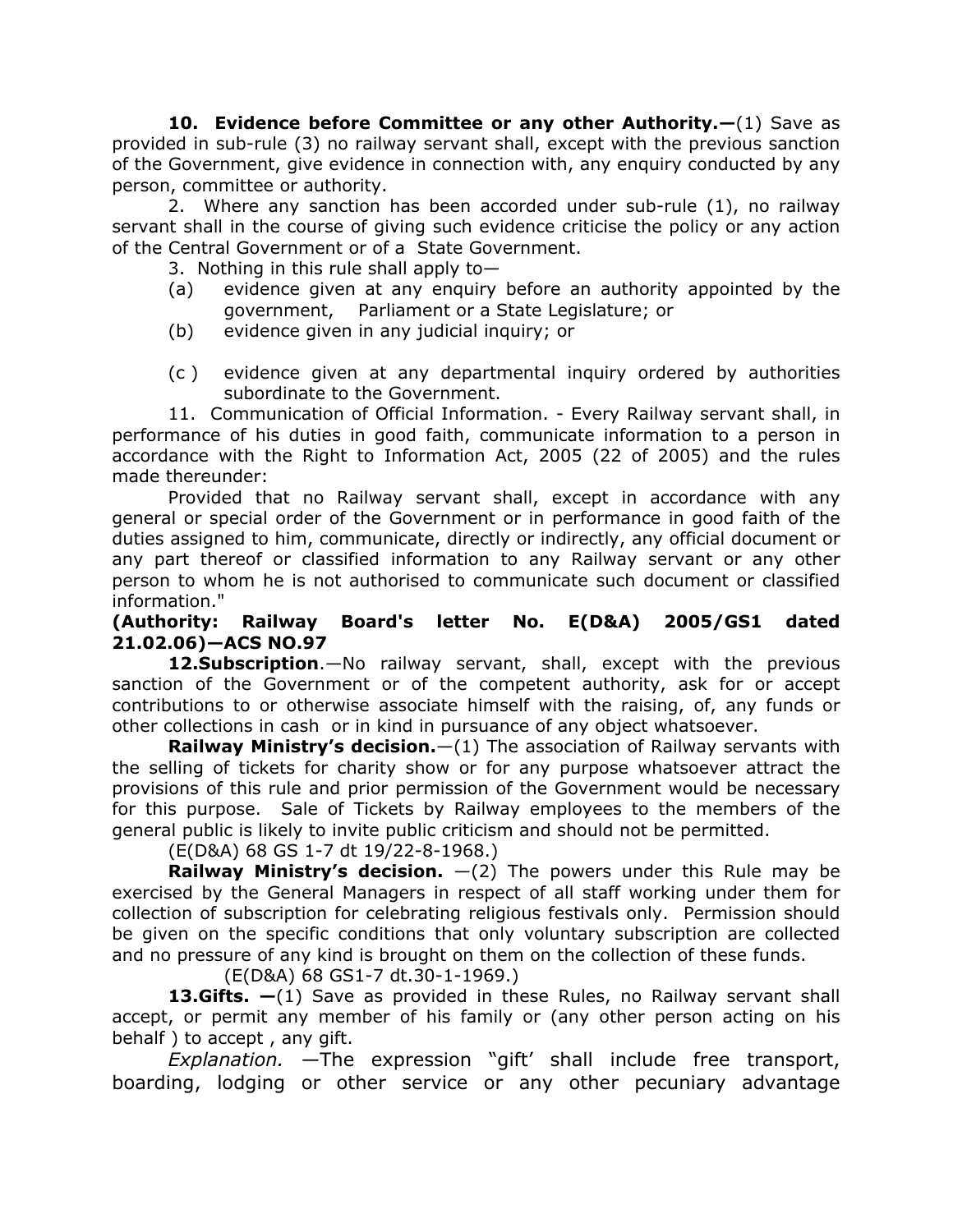**10. Evidence before Committee or any other Authority.—**(1) Save as provided in sub-rule (3) no railway servant shall, except with the previous sanction of the Government, give evidence in connection with, any enquiry conducted by any person, committee or authority.

2. Where any sanction has been accorded under sub-rule (1), no railway servant shall in the course of giving such evidence criticise the policy or any action of the Central Government or of a State Government.

3. Nothing in this rule shall apply to—

(a) evidence given at any enquiry before an authority appointed by the government, Parliament or a State Legislature; or

(b) evidence given in any judicial inquiry; or

(c ) evidence given at any departmental inquiry ordered by authorities subordinate to the Government.

11. Communication of Official Information. - Every Railway servant shall, in performance of his duties in good faith, communicate information to a person in accordance with the Right to Information Act, 2005 (22 of 2005) and the rules made thereunder:

Provided that no Railway servant shall, except in accordance with any general or special order of the Government or in performance in good faith of the duties assigned to him, communicate, directly or indirectly, any official document or any part thereof or classified information to any Railway servant or any other person to whom he is not authorised to communicate such document or classified information."

**(Authority: Railway Board's letter No. E(D&A) 2005/GS1 dated 21.02.06)—ACS NO.97**

**12.Subscription**.—No railway servant, shall, except with the previous sanction of the Government or of the competent authority, ask for or accept contributions to or otherwise associate himself with the raising, of, any funds or other collections in cash or in kind in pursuance of any object whatsoever.

**Railway Ministry's decision.**—(1) The association of Railway servants with the selling of tickets for charity show or for any purpose whatsoever attract the provisions of this rule and prior permission of the Government would be necessary for this purpose. Sale of Tickets by Railway employees to the members of the general public is likely to invite public criticism and should not be permitted.

(E(D&A) 68 GS 1-7 dt 19/22-8-1968.)

**Railway Ministry's decision.** —(2) The powers under this Rule may be exercised by the General Managers in respect of all staff working under them for collection of subscription for celebrating religious festivals only. Permission should be given on the specific conditions that only voluntary subscription are collected and no pressure of any kind is brought on them on the collection of these funds.

(E(D&A) 68 GS1-7 dt.30-1-1969.)

**13.Gifts. —**(1) Save as provided in these Rules, no Railway servant shall accept, or permit any member of his family or (any other person acting on his behalf ) to accept , any gift.

*Explanation.* —The expression "gift' shall include free transport, boarding, lodging or other service or any other pecuniary advantage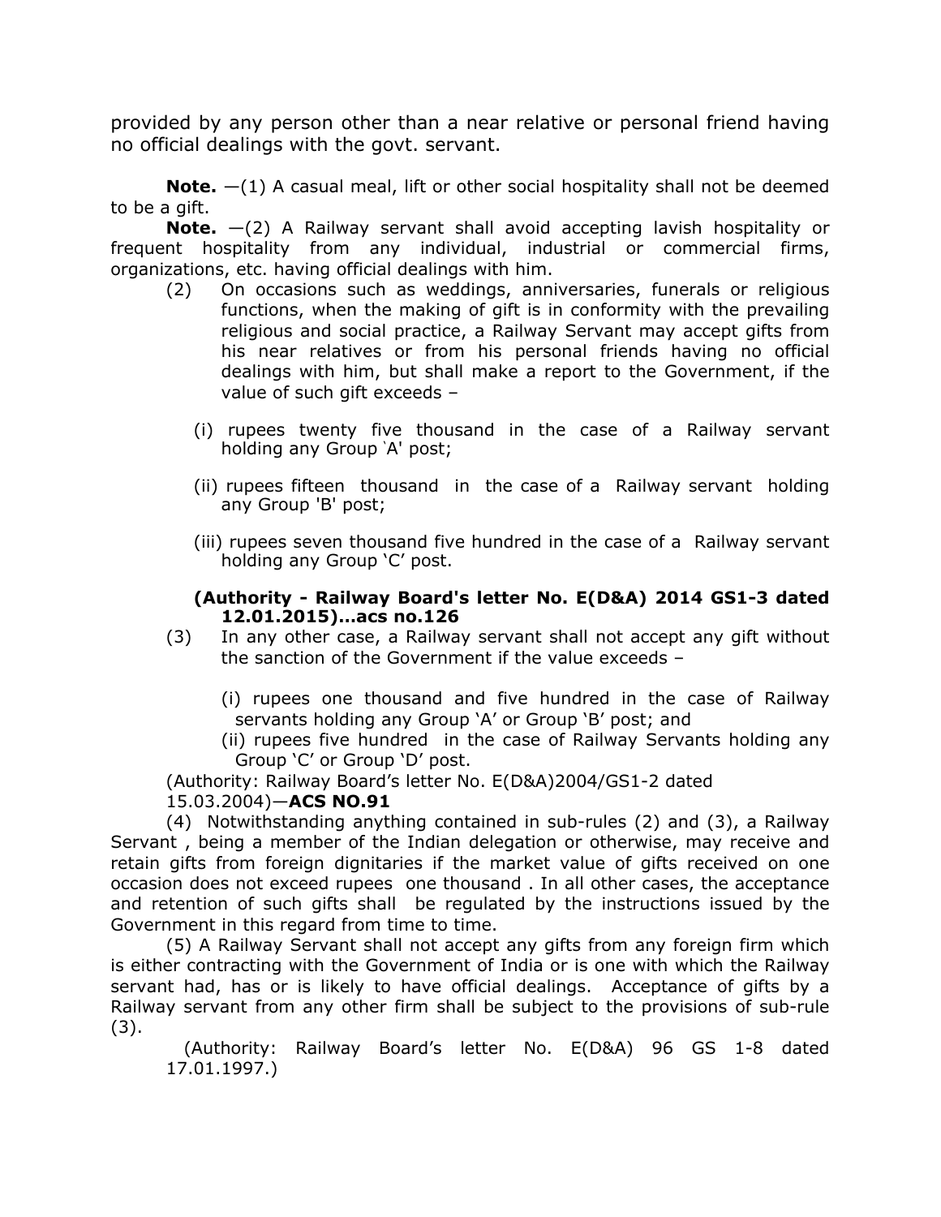provided by any person other than a near relative or personal friend having no official dealings with the govt. servant.

**Note.** —(1) A casual meal, lift or other social hospitality shall not be deemed to be a gift.

**Note.** —(2) A Railway servant shall avoid accepting lavish hospitality or frequent hospitality from any individual, industrial or commercial firms, organizations, etc. having official dealings with him.

(2) On occasions such as weddings, anniversaries, funerals or religious functions, when the making of gift is in conformity with the prevailing religious and social practice, a Railway Servant may accept gifts from his near relatives or from his personal friends having no official dealings with him, but shall make a report to the Government, if the value of such gift exceeds –

(i) rupees twenty five thousand in the case of a Railway servant holding any Group 'A' post;

(ii) rupees fifteen thousand in the case of a Railway servant holding any Group 'B' post;

(iii) rupees seven thousand five hundred in the case of a Railway servant holding any Group 'C' post.

**(Authority - Railway Board's letter No. E(D&A) 2014 GS1-3 dated 12.01.2015)...acs no.126**

(3) In any other case, a Railway servant shall not accept any gift without the sanction of the Government if the value exceeds –

(i) rupees one thousand and five hundred in the case of Railway servants holding any Group 'A' or Group 'B' post; and

(ii) rupees five hundred in the case of Railway Servants holding any Group 'C' or Group 'D' post.

(Authority: Railway Board's letter No. E(D&A)2004/GS1-2 dated 15.03.2004)—**ACS NO.91**

(4) Notwithstanding anything contained in sub-rules (2) and (3), a Railway Servant , being a member of the Indian delegation or otherwise, may receive and retain gifts from foreign dignitaries if the market value of gifts received on one occasion does not exceed rupees one thousand . In all other cases, the acceptance and retention of such gifts shall be regulated by the instructions issued by the Government in this regard from time to time.

(5) A Railway Servant shall not accept any gifts from any foreign firm which is either contracting with the Government of India or is one with which the Railway servant had, has or is likely to have official dealings. Acceptance of gifts by a Railway servant from any other firm shall be subject to the provisions of sub-rule (3).

(Authority: Railway Board's letter No. E(D&A) 96 GS 1-8 dated 17.01.1997.)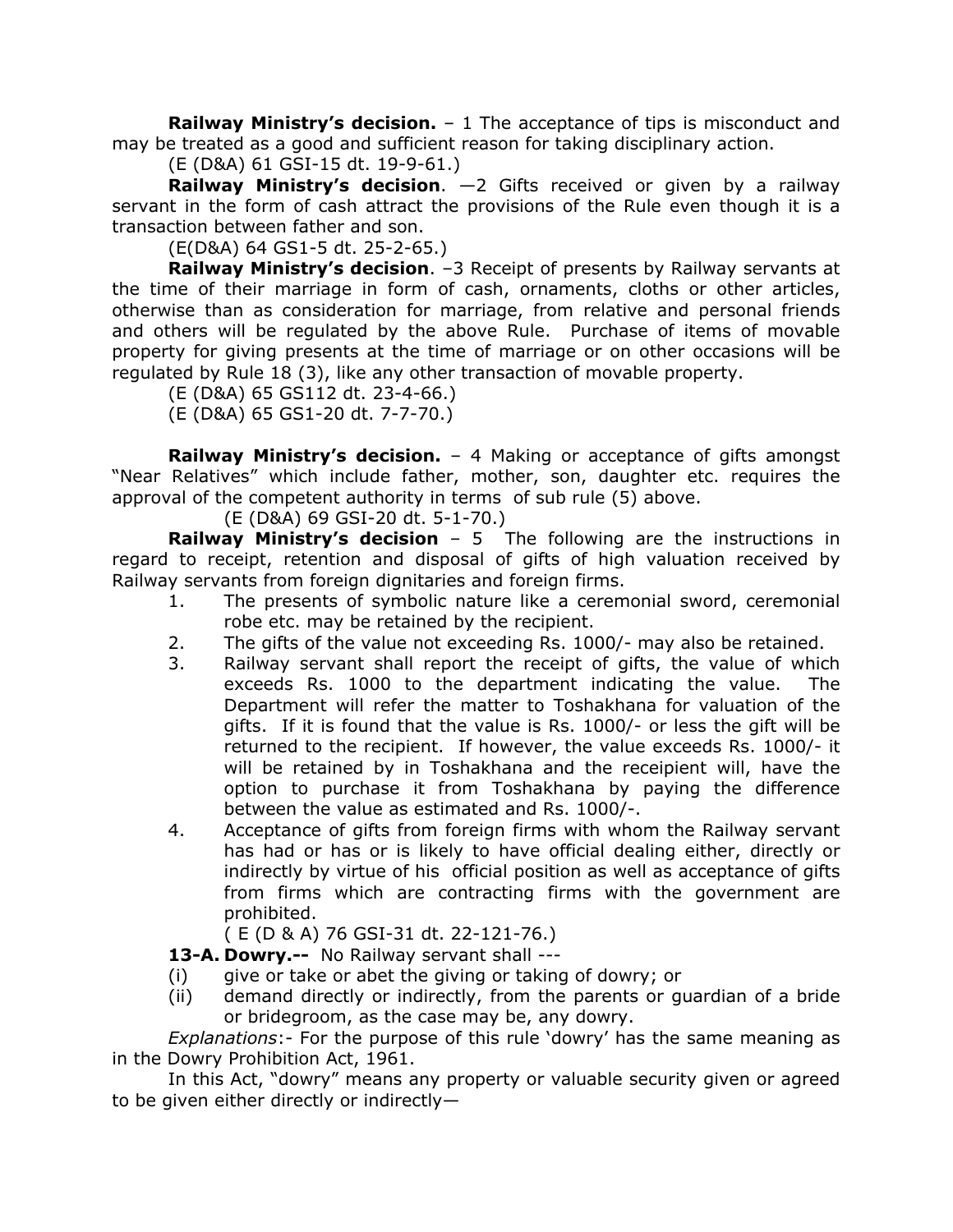**Railway Ministry's decision.** – 1 The acceptance of tips is misconduct and may be treated as a good and sufficient reason for taking disciplinary action.

(E (D&A) 61 GSI-15 dt. 19-9-61.)

**Railway Ministry's decision**. —2 Gifts received or given by a railway servant in the form of cash attract the provisions of the Rule even though it is a transaction between father and son.

(E(D&A) 64 GS1-5 dt. 25-2-65.)

**Railway Ministry's decision**. –3 Receipt of presents by Railway servants at the time of their marriage in form of cash, ornaments, cloths or other articles, otherwise than as consideration for marriage, from relative and personal friends and others will be regulated by the above Rule. Purchase of items of movable property for giving presents at the time of marriage or on other occasions will be regulated by Rule 18 (3), like any other transaction of movable property.

(E (D&A) 65 GS112 dt. 23-4-66.)

(E (D&A) 65 GS1-20 dt. 7-7-70.)

**Railway Ministry's decision.** – 4 Making or acceptance of gifts amongst "Near Relatives" which include father, mother, son, daughter etc. requires the approval of the competent authority in terms of sub rule (5) above.

(E (D&A) 69 GSI-20 dt. 5-1-70.)

**Railway Ministry's decision** – 5 The following are the instructions in regard to receipt, retention and disposal of gifts of high valuation received by Railway servants from foreign dignitaries and foreign firms.

1. The presents of symbolic nature like a ceremonial sword, ceremonial robe etc. may be retained by the recipient.
2. The gifts of the value not exceeding Rs. 1000/- may also be retained.
3. Railway servant shall report the receipt of gifts, the value of which exceeds Rs. 1000 to the department indicating the value. The Department will refer the matter to Toshakhana for valuation of the gifts. If it is found that the value is Rs. 1000/- or less the gift will be returned to the recipient. If however, the value exceeds Rs. 1000/- it will be retained by in Toshakhana and the receipient will, have the option to purchase it from Toshakhana by paying the difference between the value as estimated and Rs. 1000/-.
4. Acceptance of gifts from foreign firms with whom the Railway servant has had or has or is likely to have official dealing either, directly or indirectly by virtue of his official position as well as acceptance of gifts from firms which are contracting firms with the government are prohibited.

( E (D & A) 76 GSI-31 dt. 22-121-76.)

**13-A. Dowry.--** No Railway servant shall ---

(i) give or take or abet the giving or taking of dowry; or

(ii) demand directly or indirectly, from the parents or guardian of a bride or bridegroom, as the case may be, any dowry.

*Explanations*:- For the purpose of this rule 'dowry' has the same meaning as in the Dowry Prohibition Act, 1961.

In this Act, "dowry" means any property or valuable security given or agreed to be given either directly or indirectly—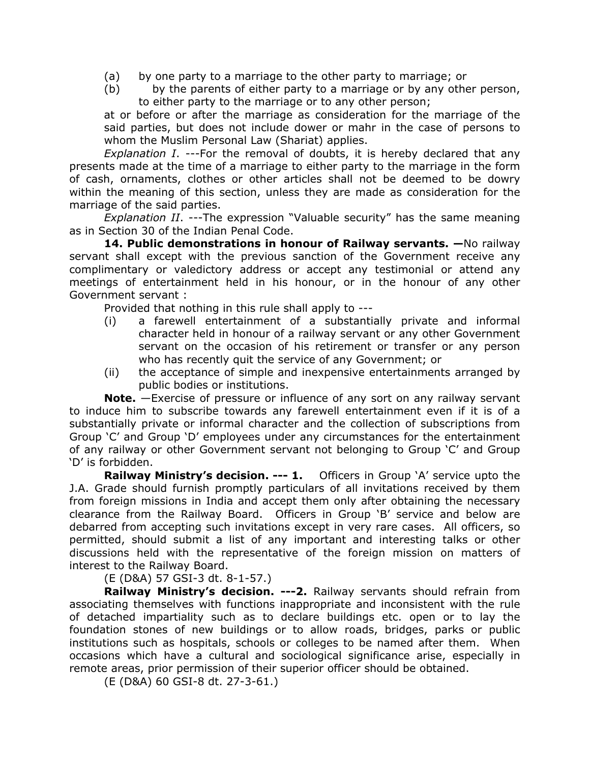(a) by one party to a marriage to the other party to marriage; or

(b) by the parents of either party to a marriage or by any other person, to either party to the marriage or to any other person;

at or before or after the marriage as consideration for the marriage of the said parties, but does not include dower or mahr in the case of persons to whom the Muslim Personal Law (Shariat) applies.

*Explanation I*. ---For the removal of doubts, it is hereby declared that any presents made at the time of a marriage to either party to the marriage in the form of cash, ornaments, clothes or other articles shall not be deemed to be dowry within the meaning of this section, unless they are made as consideration for the marriage of the said parties.

*Explanation II*. ---The expression "Valuable security" has the same meaning as in Section 30 of the Indian Penal Code.

**14. Public demonstrations in honour of Railway servants. —**No railway servant shall except with the previous sanction of the Government receive any complimentary or valedictory address or accept any testimonial or attend any meetings of entertainment held in his honour, or in the honour of any other Government servant :

Provided that nothing in this rule shall apply to ---

(i) a farewell entertainment of a substantially private and informal character held in honour of a railway servant or any other Government servant on the occasion of his retirement or transfer or any person who has recently quit the service of any Government; or

(ii) the acceptance of simple and inexpensive entertainments arranged by public bodies or institutions.

**Note.** —Exercise of pressure or influence of any sort on any railway servant to induce him to subscribe towards any farewell entertainment even if it is of a substantially private or informal character and the collection of subscriptions from Group 'C' and Group 'D' employees under any circumstances for the entertainment of any railway or other Government servant not belonging to Group 'C' and Group 'D' is forbidden.

**Railway Ministry's decision. --- 1.** Officers in Group 'A' service upto the J.A. Grade should furnish promptly particulars of all invitations received by them from foreign missions in India and accept them only after obtaining the necessary clearance from the Railway Board. Officers in Group 'B' service and below are debarred from accepting such invitations except in very rare cases. All officers, so permitted, should submit a list of any important and interesting talks or other discussions held with the representative of the foreign mission on matters of interest to the Railway Board.

(E (D&A) 57 GSI-3 dt. 8-1-57.)

**Railway Ministry's decision. ---2.** Railway servants should refrain from associating themselves with functions inappropriate and inconsistent with the rule of detached impartiality such as to declare buildings etc. open or to lay the foundation stones of new buildings or to allow roads, bridges, parks or public institutions such as hospitals, schools or colleges to be named after them. When occasions which have a cultural and sociological significance arise, especially in remote areas, prior permission of their superior officer should be obtained.

(E (D&A) 60 GSI-8 dt. 27-3-61.)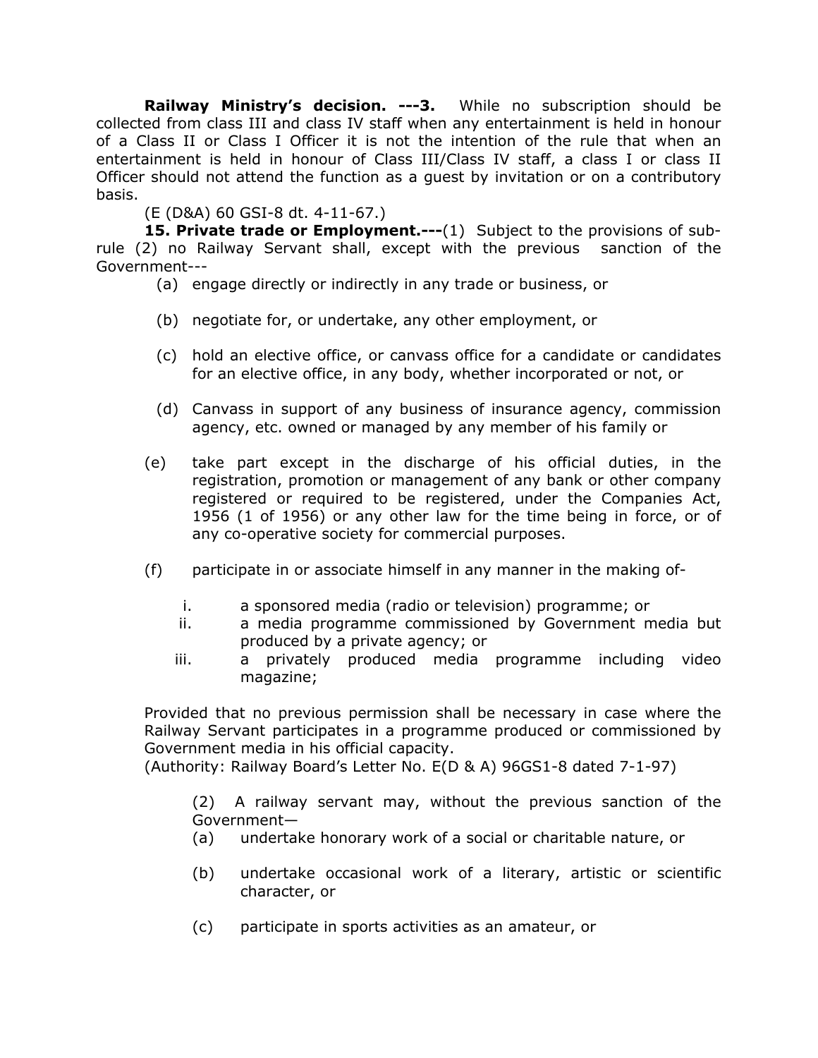**Railway Ministry's decision. ---3.** While no subscription should be collected from class III and class IV staff when any entertainment is held in honour of a Class II or Class I Officer it is not the intention of the rule that when an entertainment is held in honour of Class III/Class IV staff, a class I or class II Officer should not attend the function as a guest by invitation or on a contributory basis.

(E (D&A) 60 GSI-8 dt. 4-11-67.)

**15. Private trade or Employment.---**(1) Subject to the provisions of sub-rule (2) no Railway Servant shall, except with the previous sanction of the Government---

(a) engage directly or indirectly in any trade or business, or

(b) negotiate for, or undertake, any other employment, or

(c) hold an elective office, or canvass office for a candidate or candidates for an elective office, in any body, whether incorporated or not, or

(d) Canvass in support of any business of insurance agency, commission agency, etc. owned or managed by any member of his family or

(e) take part except in the discharge of his official duties, in the registration, promotion or management of any bank or other company registered or required to be registered, under the Companies Act, 1956 (1 of 1956) or any other law for the time being in force, or of any co-operative society for commercial purposes.

(f) participate in or associate himself in any manner in the making of-

i. a sponsored media (radio or television) programme; or
ii. a media programme commissioned by Government media but produced by a private agency; or
iii. a privately produced media programme including video magazine;

Provided that no previous permission shall be necessary in case where the Railway Servant participates in a programme produced or commissioned by Government media in his official capacity.
(Authority: Railway Board's Letter No. E(D & A) 96GS1-8 dated 7-1-97)

(2) A railway servant may, without the previous sanction of the Government—

(a) undertake honorary work of a social or charitable nature, or

(b) undertake occasional work of a literary, artistic or scientific character, or

(c) participate in sports activities as an amateur, or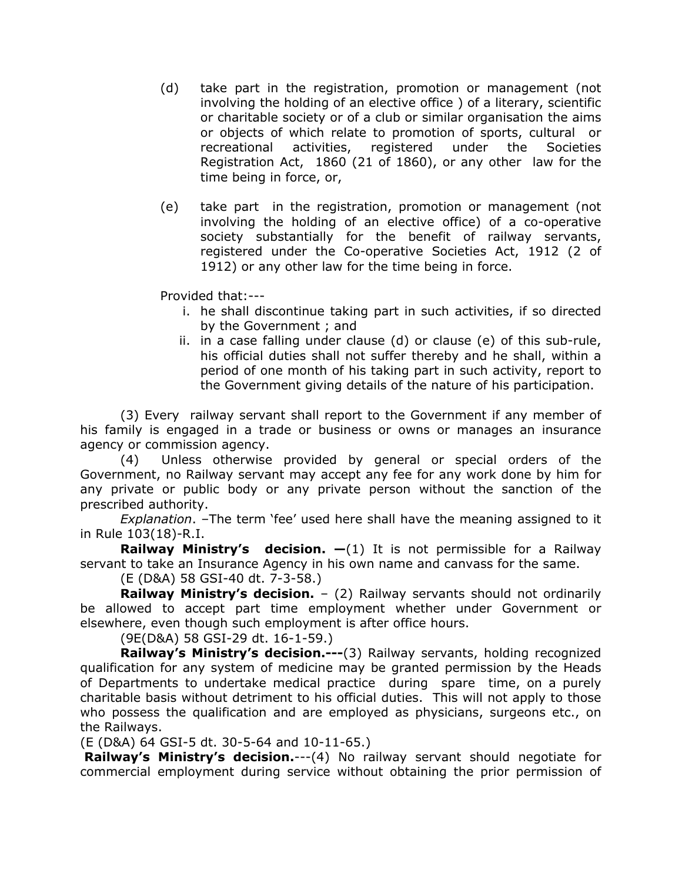(d) take part in the registration, promotion or management (not involving the holding of an elective office ) of a literary, scientific or charitable society or of a club or similar organisation the aims or objects of which relate to promotion of sports, cultural or recreational activities, registered under the Societies Registration Act, 1860 (21 of 1860), or any other law for the time being in force, or,

(e) take part in the registration, promotion or management (not involving the holding of an elective office) of a co-operative society substantially for the benefit of railway servants, registered under the Co-operative Societies Act, 1912 (2 of 1912) or any other law for the time being in force.

Provided that:---

i. he shall discontinue taking part in such activities, if so directed by the Government ; and
ii. in a case falling under clause (d) or clause (e) of this sub-rule, his official duties shall not suffer thereby and he shall, within a period of one month of his taking part in such activity, report to the Government giving details of the nature of his participation.

(3) Every railway servant shall report to the Government if any member of his family is engaged in a trade or business or owns or manages an insurance agency or commission agency.

(4) Unless otherwise provided by general or special orders of the Government, no Railway servant may accept any fee for any work done by him for any private or public body or any private person without the sanction of the prescribed authority.

*Explanation*. –The term 'fee' used here shall have the meaning assigned to it in Rule 103(18)-R.I.

**Railway Ministry's decision. —**(1) It is not permissible for a Railway servant to take an Insurance Agency in his own name and canvass for the same.

(E (D&A) 58 GSI-40 dt. 7-3-58.)

**Railway Ministry's decision.** – (2) Railway servants should not ordinarily be allowed to accept part time employment whether under Government or elsewhere, even though such employment is after office hours.

(9E(D&A) 58 GSI-29 dt. 16-1-59.)

**Railway's Ministry's decision.---**(3) Railway servants, holding recognized qualification for any system of medicine may be granted permission by the Heads of Departments to undertake medical practice during spare time, on a purely charitable basis without detriment to his official duties. This will not apply to those who possess the qualification and are employed as physicians, surgeons etc., on the Railways.

(E (D&A) 64 GSI-5 dt. 30-5-64 and 10-11-65.)

**Railway's Ministry's decision.**---(4) No railway servant should negotiate for commercial employment during service without obtaining the prior permission of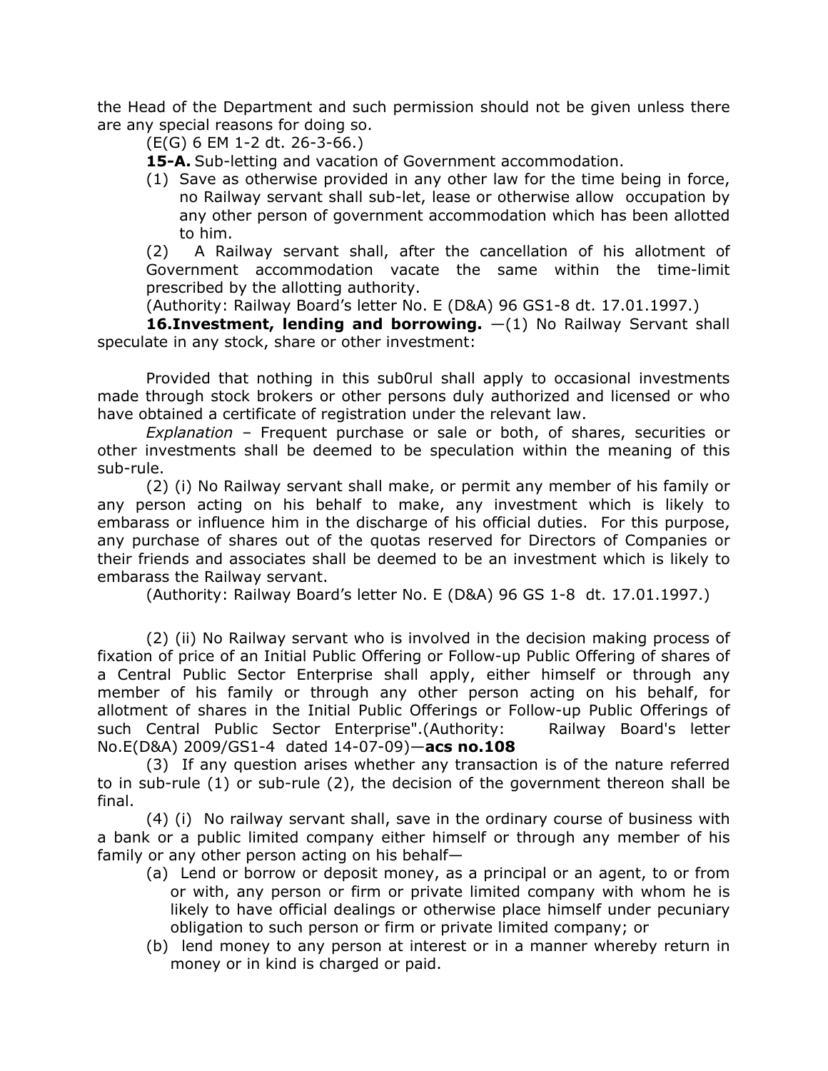the Head of the Department and such permission should not be given unless there are any special reasons for doing so.

(E(G) 6 EM 1-2 dt. 26-3-66.)

**15-A.** Sub-letting and vacation of Government accommodation.

(1) Save as otherwise provided in any other law for the time being in force, no Railway servant shall sub-let, lease or otherwise allow occupation by any other person of government accommodation which has been allotted to him.

(2) A Railway servant shall, after the cancellation of his allotment of Government accommodation vacate the same within the time-limit prescribed by the allotting authority.

(Authority: Railway Board's letter No. E (D&A) 96 GS1-8 dt. 17.01.1997.)

**16.Investment, lending and borrowing.** —(1) No Railway Servant shall speculate in any stock, share or other investment:

Provided that nothing in this sub0rul shall apply to occasional investments made through stock brokers or other persons duly authorized and licensed or who have obtained a certificate of registration under the relevant law.

*Explanation* – Frequent purchase or sale or both, of shares, securities or other investments shall be deemed to be speculation within the meaning of this sub-rule.

(2) (i) No Railway servant shall make, or permit any member of his family or any person acting on his behalf to make, any investment which is likely to embarass or influence him in the discharge of his official duties. For this purpose, any purchase of shares out of the quotas reserved for Directors of Companies or their friends and associates shall be deemed to be an investment which is likely to embarass the Railway servant.

(Authority: Railway Board's letter No. E (D&A) 96 GS 1-8 dt. 17.01.1997.)

(2) (ii) No Railway servant who is involved in the decision making process of fixation of price of an Initial Public Offering or Follow-up Public Offering of shares of a Central Public Sector Enterprise shall apply, either himself or through any member of his family or through any other person acting on his behalf, for allotment of shares in the Initial Public Offerings or Follow-up Public Offerings of such Central Public Sector Enterprise".(Authority: Railway Board's letter No.E(D&A) 2009/GS1-4 dated 14-07-09)—**acs no.108**

(3) If any question arises whether any transaction is of the nature referred to in sub-rule (1) or sub-rule (2), the decision of the government thereon shall be final.

(4) (i) No railway servant shall, save in the ordinary course of business with a bank or a public limited company either himself or through any member of his family or any other person acting on his behalf—

(a) Lend or borrow or deposit money, as a principal or an agent, to or from or with, any person or firm or private limited company with whom he is likely to have official dealings or otherwise place himself under pecuniary obligation to such person or firm or private limited company; or

(b) lend money to any person at interest or in a manner whereby return in money or in kind is charged or paid.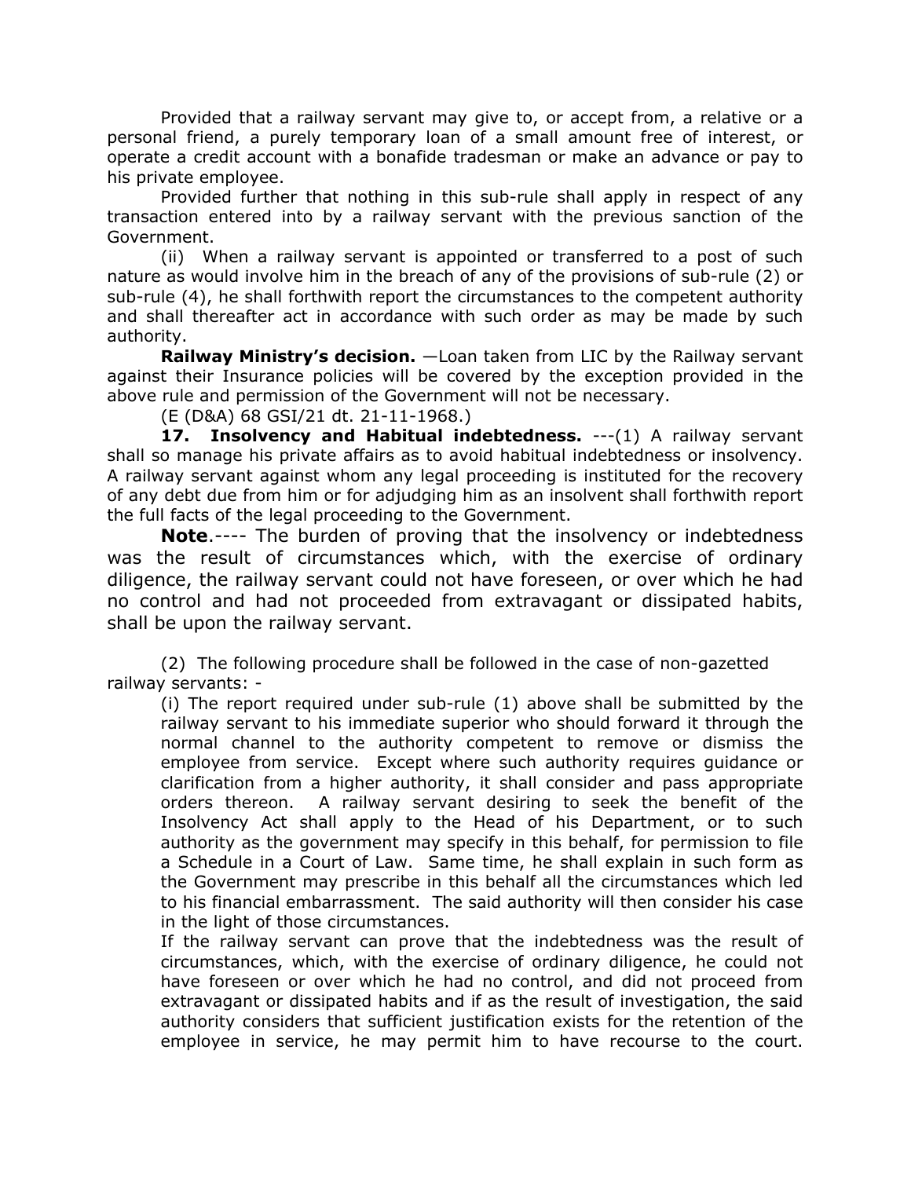Provided that a railway servant may give to, or accept from, a relative or a personal friend, a purely temporary loan of a small amount free of interest, or operate a credit account with a bonafide tradesman or make an advance or pay to his private employee.

Provided further that nothing in this sub-rule shall apply in respect of any transaction entered into by a railway servant with the previous sanction of the Government.

(ii) When a railway servant is appointed or transferred to a post of such nature as would involve him in the breach of any of the provisions of sub-rule (2) or sub-rule (4), he shall forthwith report the circumstances to the competent authority and shall thereafter act in accordance with such order as may be made by such authority.

**Railway Ministry's decision.** —Loan taken from LIC by the Railway servant against their Insurance policies will be covered by the exception provided in the above rule and permission of the Government will not be necessary.

(E (D&A) 68 GSI/21 dt. 21-11-1968.)

**17. Insolvency and Habitual indebtedness.** ---(1) A railway servant shall so manage his private affairs as to avoid habitual indebtedness or insolvency. A railway servant against whom any legal proceeding is instituted for the recovery of any debt due from him or for adjudging him as an insolvent shall forthwith report the full facts of the legal proceeding to the Government.

**Note**.---- The burden of proving that the insolvency or indebtedness was the result of circumstances which, with the exercise of ordinary diligence, the railway servant could not have foreseen, or over which he had no control and had not proceeded from extravagant or dissipated habits, shall be upon the railway servant.

(2) The following procedure shall be followed in the case of non-gazetted railway servants: -

(i) The report required under sub-rule (1) above shall be submitted by the railway servant to his immediate superior who should forward it through the normal channel to the authority competent to remove or dismiss the employee from service. Except where such authority requires guidance or clarification from a higher authority, it shall consider and pass appropriate orders thereon. A railway servant desiring to seek the benefit of the Insolvency Act shall apply to the Head of his Department, or to such authority as the government may specify in this behalf, for permission to file a Schedule in a Court of Law. Same time, he shall explain in such form as the Government may prescribe in this behalf all the circumstances which led to his financial embarrassment. The said authority will then consider his case in the light of those circumstances.

If the railway servant can prove that the indebtedness was the result of circumstances, which, with the exercise of ordinary diligence, he could not have foreseen or over which he had no control, and did not proceed from extravagant or dissipated habits and if as the result of investigation, the said authority considers that sufficient justification exists for the retention of the employee in service, he may permit him to have recourse to the court.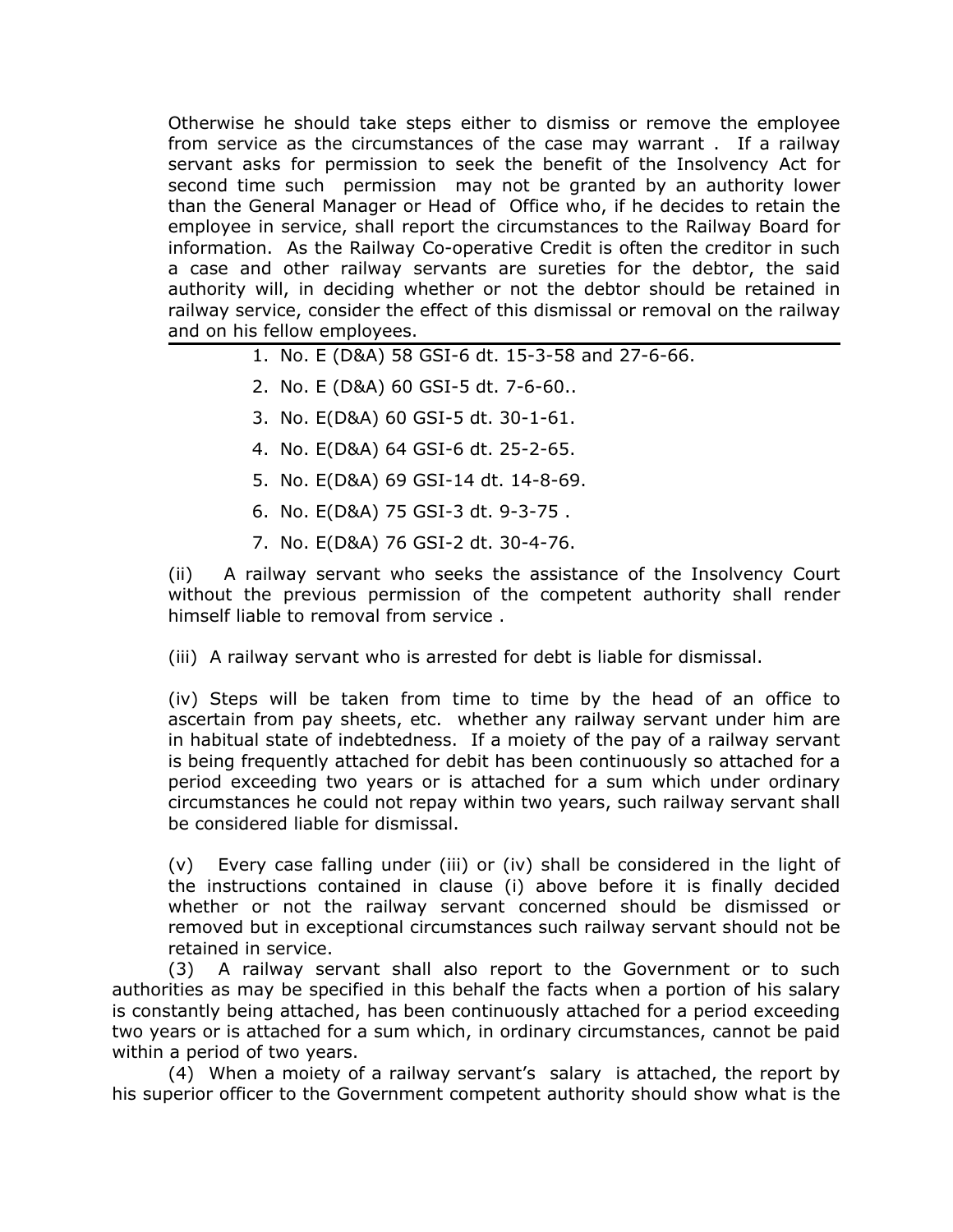Otherwise he should take steps either to dismiss or remove the employee from service as the circumstances of the case may warrant . If a railway servant asks for permission to seek the benefit of the Insolvency Act for second time such permission may not be granted by an authority lower than the General Manager or Head of Office who, if he decides to retain the employee in service, shall report the circumstances to the Railway Board for information. As the Railway Co-operative Credit is often the creditor in such a case and other railway servants are sureties for the debtor, the said authority will, in deciding whether or not the debtor should be retained in railway service, consider the effect of this dismissal or removal on the railway and on his fellow employees.

---

1. No. E (D&A) 58 GSI-6 dt. 15-3-58 and 27-6-66.
2. No. E (D&A) 60 GSI-5 dt. 7-6-60..
3. No. E(D&A) 60 GSI-5 dt. 30-1-61.
4. No. E(D&A) 64 GSI-6 dt. 25-2-65.
5. No. E(D&A) 69 GSI-14 dt. 14-8-69.
6. No. E(D&A) 75 GSI-3 dt. 9-3-75 .
7. No. E(D&A) 76 GSI-2 dt. 30-4-76.

(ii) A railway servant who seeks the assistance of the Insolvency Court without the previous permission of the competent authority shall render himself liable to removal from service .

(iii) A railway servant who is arrested for debt is liable for dismissal.

(iv) Steps will be taken from time to time by the head of an office to ascertain from pay sheets, etc. whether any railway servant under him are in habitual state of indebtedness. If a moiety of the pay of a railway servant is being frequently attached for debit has been continuously so attached for a period exceeding two years or is attached for a sum which under ordinary circumstances he could not repay within two years, such railway servant shall be considered liable for dismissal.

(v) Every case falling under (iii) or (iv) shall be considered in the light of the instructions contained in clause (i) above before it is finally decided whether or not the railway servant concerned should be dismissed or removed but in exceptional circumstances such railway servant should not be retained in service.

(3) A railway servant shall also report to the Government or to such authorities as may be specified in this behalf the facts when a portion of his salary is constantly being attached, has been continuously attached for a period exceeding two years or is attached for a sum which, in ordinary circumstances, cannot be paid within a period of two years.

(4) When a moiety of a railway servant's salary is attached, the report by his superior officer to the Government competent authority should show what is the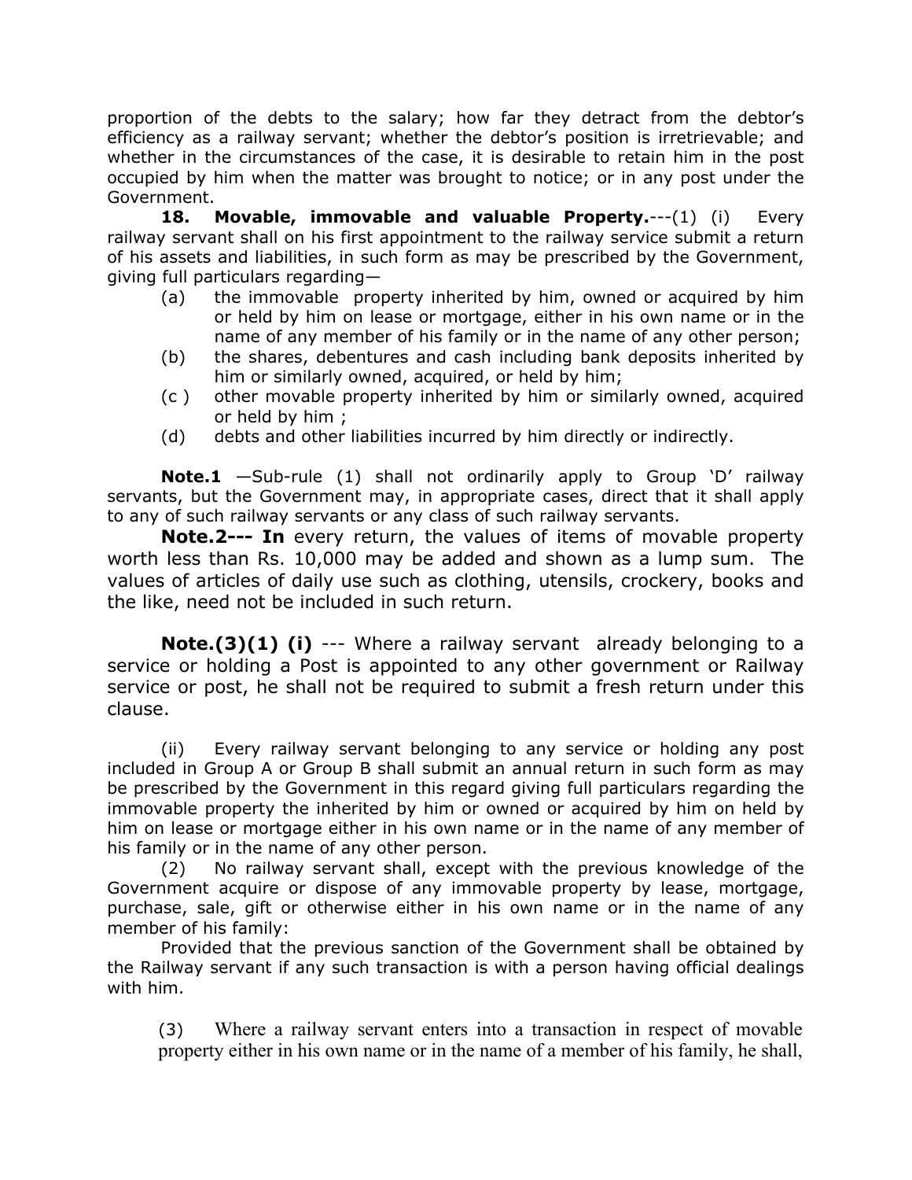proportion of the debts to the salary; how far they detract from the debtor's efficiency as a railway servant; whether the debtor's position is irretrievable; and whether in the circumstances of the case, it is desirable to retain him in the post occupied by him when the matter was brought to notice; or in any post under the Government.

**18. Movable, immovable and valuable Property.**---(1) (i) Every railway servant shall on his first appointment to the railway service submit a return of his assets and liabilities, in such form as may be prescribed by the Government, giving full particulars regarding—

(a) the immovable property inherited by him, owned or acquired by him or held by him on lease or mortgage, either in his own name or in the name of any member of his family or in the name of any other person;

(b) the shares, debentures and cash including bank deposits inherited by him or similarly owned, acquired, or held by him;

(c ) other movable property inherited by him or similarly owned, acquired or held by him ;

(d) debts and other liabilities incurred by him directly or indirectly.

**Note.1** —Sub-rule (1) shall not ordinarily apply to Group 'D' railway servants, but the Government may, in appropriate cases, direct that it shall apply to any of such railway servants or any class of such railway servants.

**Note.2--- In** every return, the values of items of movable property worth less than Rs. 10,000 may be added and shown as a lump sum. The values of articles of daily use such as clothing, utensils, crockery, books and the like, need not be included in such return.

**Note.(3)(1) (i)** --- Where a railway servant already belonging to a service or holding a Post is appointed to any other government or Railway service or post, he shall not be required to submit a fresh return under this clause.

(ii) Every railway servant belonging to any service or holding any post included in Group A or Group B shall submit an annual return in such form as may be prescribed by the Government in this regard giving full particulars regarding the immovable property the inherited by him or owned or acquired by him on held by him on lease or mortgage either in his own name or in the name of any member of his family or in the name of any other person.

(2) No railway servant shall, except with the previous knowledge of the Government acquire or dispose of any immovable property by lease, mortgage, purchase, sale, gift or otherwise either in his own name or in the name of any member of his family:

Provided that the previous sanction of the Government shall be obtained by the Railway servant if any such transaction is with a person having official dealings with him.

(3) Where a railway servant enters into a transaction in respect of movable property either in his own name or in the name of a member of his family, he shall,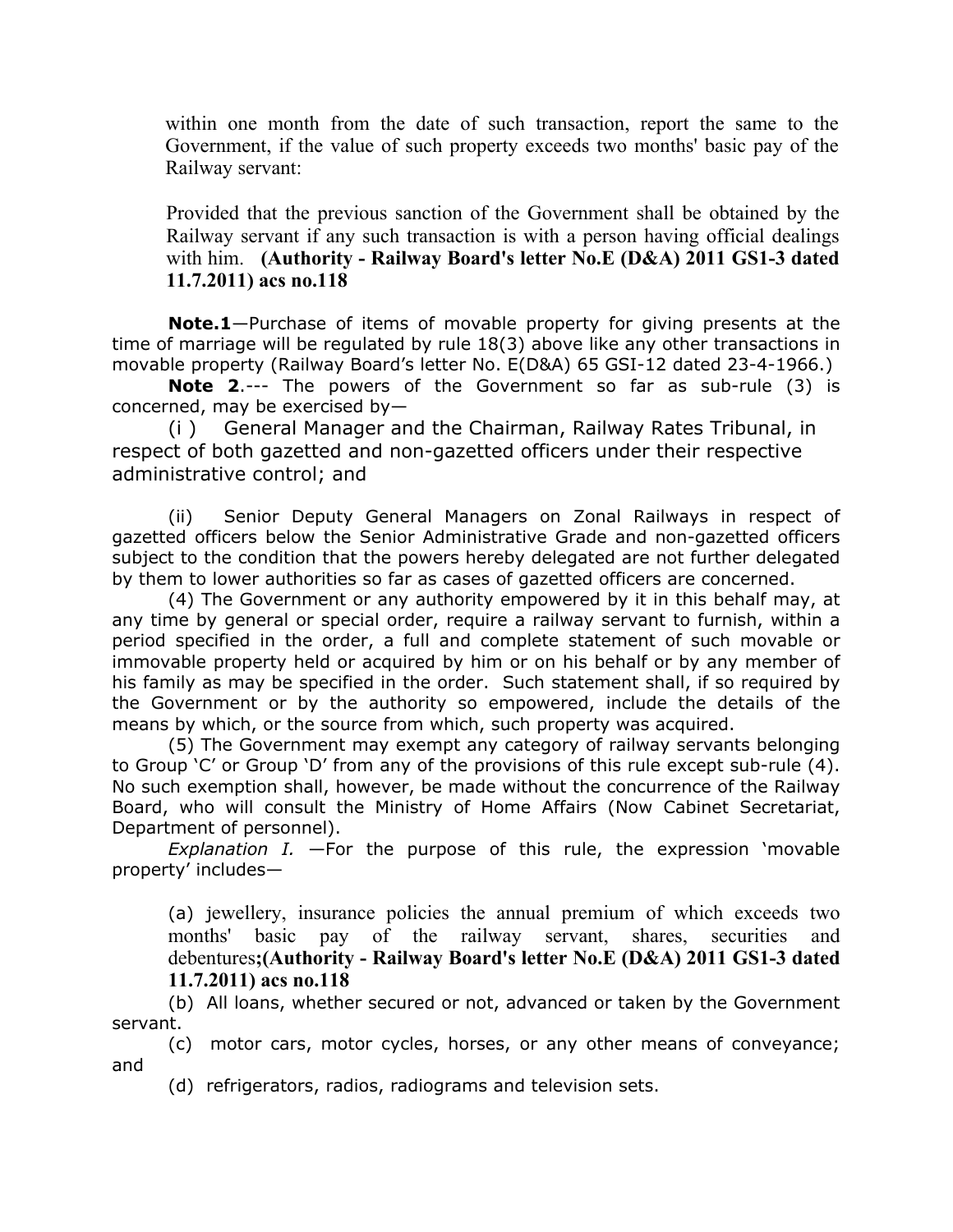within one month from the date of such transaction, report the same to the Government, if the value of such property exceeds two months' basic pay of the Railway servant:

Provided that the previous sanction of the Government shall be obtained by the Railway servant if any such transaction is with a person having official dealings with him. **(Authority - Railway Board's letter No.E (D&A) 2011 GS1-3 dated 11.7.2011) acs no.118**

**Note.1**—Purchase of items of movable property for giving presents at the time of marriage will be regulated by rule 18(3) above like any other transactions in movable property (Railway Board's letter No. E(D&A) 65 GSI-12 dated 23-4-1966.)

**Note 2**.--- The powers of the Government so far as sub-rule (3) is concerned, may be exercised by—

(i ) General Manager and the Chairman, Railway Rates Tribunal, in respect of both gazetted and non-gazetted officers under their respective administrative control; and

(ii) Senior Deputy General Managers on Zonal Railways in respect of gazetted officers below the Senior Administrative Grade and non-gazetted officers subject to the condition that the powers hereby delegated are not further delegated by them to lower authorities so far as cases of gazetted officers are concerned.

(4) The Government or any authority empowered by it in this behalf may, at any time by general or special order, require a railway servant to furnish, within a period specified in the order, a full and complete statement of such movable or immovable property held or acquired by him or on his behalf or by any member of his family as may be specified in the order. Such statement shall, if so required by the Government or by the authority so empowered, include the details of the means by which, or the source from which, such property was acquired.

(5) The Government may exempt any category of railway servants belonging to Group 'C' or Group 'D' from any of the provisions of this rule except sub-rule (4). No such exemption shall, however, be made without the concurrence of the Railway Board, who will consult the Ministry of Home Affairs (Now Cabinet Secretariat, Department of personnel).

*Explanation I.* —For the purpose of this rule, the expression 'movable property' includes—

(a) jewellery, insurance policies the annual premium of which exceeds two months' basic pay of the railway servant, shares, securities and debentures**;(Authority - Railway Board's letter No.E (D&A) 2011 GS1-3 dated 11.7.2011) acs no.118**

(b) All loans, whether secured or not, advanced or taken by the Government servant.

(c) motor cars, motor cycles, horses, or any other means of conveyance; and

(d) refrigerators, radios, radiograms and television sets.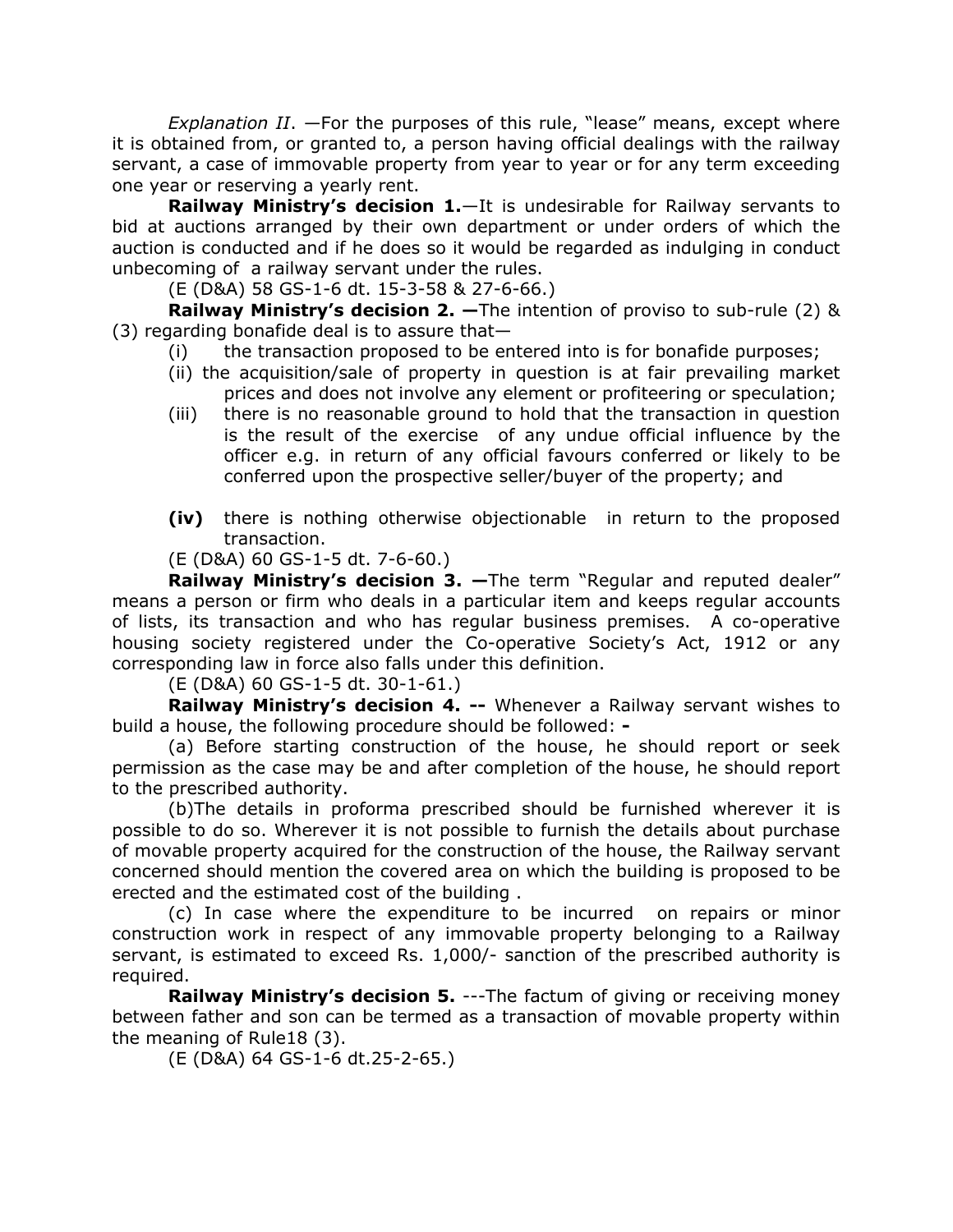*Explanation II*. —For the purposes of this rule, "lease" means, except where it is obtained from, or granted to, a person having official dealings with the railway servant, a case of immovable property from year to year or for any term exceeding one year or reserving a yearly rent.

**Railway Ministry's decision 1.**—It is undesirable for Railway servants to bid at auctions arranged by their own department or under orders of which the auction is conducted and if he does so it would be regarded as indulging in conduct unbecoming of a railway servant under the rules.

(E (D&A) 58 GS-1-6 dt. 15-3-58 & 27-6-66.)

**Railway Ministry's decision 2. —**The intention of proviso to sub-rule (2) & (3) regarding bonafide deal is to assure that—

(i) the transaction proposed to be entered into is for bonafide purposes;

(ii) the acquisition/sale of property in question is at fair prevailing market prices and does not involve any element or profiteering or speculation;

(iii) there is no reasonable ground to hold that the transaction in question is the result of the exercise of any undue official influence by the officer e.g. in return of any official favours conferred or likely to be conferred upon the prospective seller/buyer of the property; and

**(iv)** there is nothing otherwise objectionable in return to the proposed transaction.

(E (D&A) 60 GS-1-5 dt. 7-6-60.)

**Railway Ministry's decision 3. —**The term "Regular and reputed dealer" means a person or firm who deals in a particular item and keeps regular accounts of lists, its transaction and who has regular business premises. A co-operative housing society registered under the Co-operative Society's Act, 1912 or any corresponding law in force also falls under this definition.

(E (D&A) 60 GS-1-5 dt. 30-1-61.)

**Railway Ministry's decision 4. --** Whenever a Railway servant wishes to build a house, the following procedure should be followed: **-**

(a) Before starting construction of the house, he should report or seek permission as the case may be and after completion of the house, he should report to the prescribed authority.

(b)The details in proforma prescribed should be furnished wherever it is possible to do so. Wherever it is not possible to furnish the details about purchase of movable property acquired for the construction of the house, the Railway servant concerned should mention the covered area on which the building is proposed to be erected and the estimated cost of the building .

(c) In case where the expenditure to be incurred on repairs or minor construction work in respect of any immovable property belonging to a Railway servant, is estimated to exceed Rs. 1,000/- sanction of the prescribed authority is required.

**Railway Ministry's decision 5.** ---The factum of giving or receiving money between father and son can be termed as a transaction of movable property within the meaning of Rule18 (3).

(E (D&A) 64 GS-1-6 dt.25-2-65.)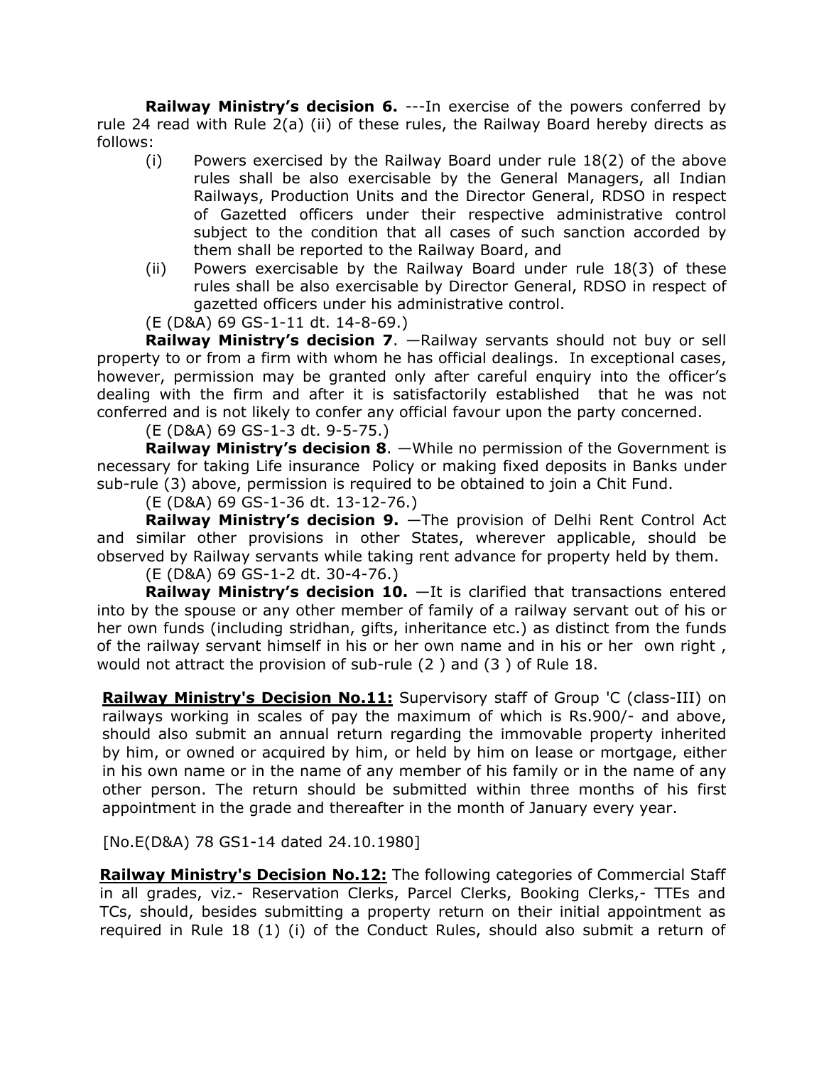**Railway Ministry's decision 6.** ---In exercise of the powers conferred by rule 24 read with Rule 2(a) (ii) of these rules, the Railway Board hereby directs as follows:

(i) Powers exercised by the Railway Board under rule 18(2) of the above rules shall be also exercisable by the General Managers, all Indian Railways, Production Units and the Director General, RDSO in respect of Gazetted officers under their respective administrative control subject to the condition that all cases of such sanction accorded by them shall be reported to the Railway Board, and

(ii) Powers exercisable by the Railway Board under rule 18(3) of these rules shall be also exercisable by Director General, RDSO in respect of gazetted officers under his administrative control.

(E (D&A) 69 GS-1-11 dt. 14-8-69.)

**Railway Ministry's decision 7**. —Railway servants should not buy or sell property to or from a firm with whom he has official dealings. In exceptional cases, however, permission may be granted only after careful enquiry into the officer's dealing with the firm and after it is satisfactorily established that he was not conferred and is not likely to confer any official favour upon the party concerned.

(E (D&A) 69 GS-1-3 dt. 9-5-75.)

**Railway Ministry's decision 8**. —While no permission of the Government is necessary for taking Life insurance Policy or making fixed deposits in Banks under sub-rule (3) above, permission is required to be obtained to join a Chit Fund.

(E (D&A) 69 GS-1-36 dt. 13-12-76.)

**Railway Ministry's decision 9.** —The provision of Delhi Rent Control Act and similar other provisions in other States, wherever applicable, should be observed by Railway servants while taking rent advance for property held by them.

(E (D&A) 69 GS-1-2 dt. 30-4-76.)

**Railway Ministry's decision 10.** —It is clarified that transactions entered into by the spouse or any other member of family of a railway servant out of his or her own funds (including stridhan, gifts, inheritance etc.) as distinct from the funds of the railway servant himself in his or her own name and in his or her own right , would not attract the provision of sub-rule (2 ) and (3 ) of Rule 18.

**Railway Ministry's Decision No.11:** Supervisory staff of Group 'C (class-III) on railways working in scales of pay the maximum of which is Rs.900/- and above, should also submit an annual return regarding the immovable property inherited by him, or owned or acquired by him, or held by him on lease or mortgage, either in his own name or in the name of any member of his family or in the name of any other person. The return should be submitted within three months of his first appointment in the grade and thereafter in the month of January every year.

[No.E(D&A) 78 GS1-14 dated 24.10.1980]

**Railway Ministry's Decision No.12:** The following categories of Commercial Staff in all grades, viz.- Reservation Clerks, Parcel Clerks, Booking Clerks,- TTEs and TCs, should, besides submitting a property return on their initial appointment as required in Rule 18 (1) (i) of the Conduct Rules, should also submit a return of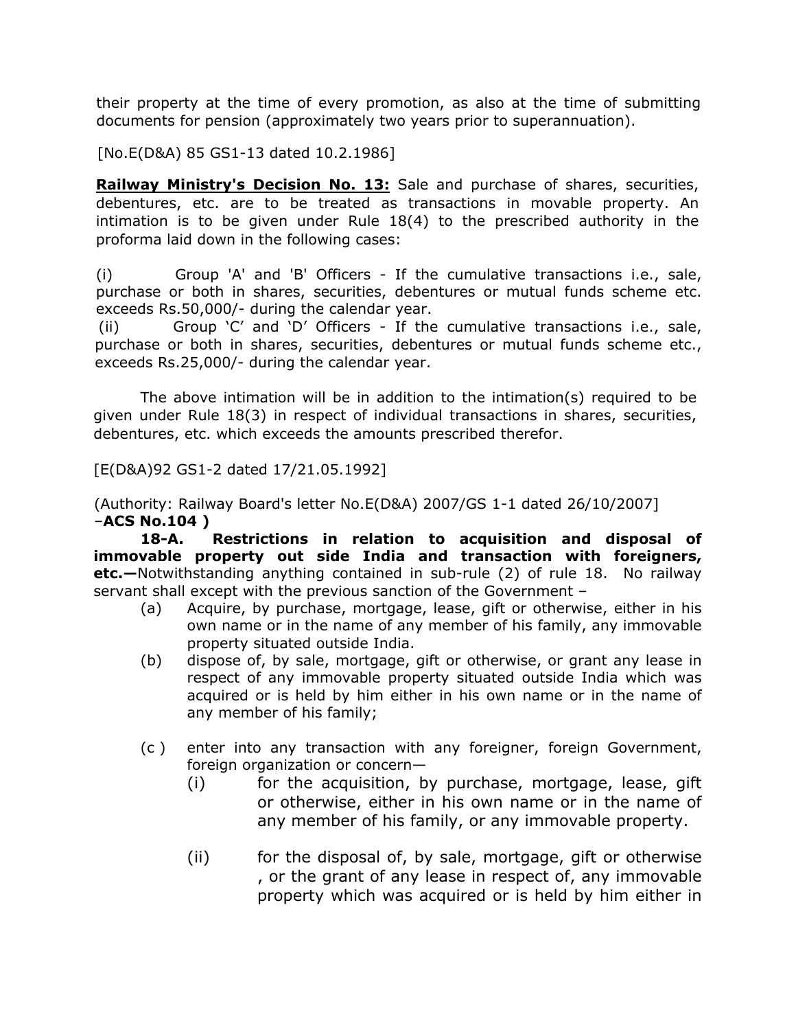their property at the time of every promotion, as also at the time of submitting documents for pension (approximately two years prior to superannuation).

[No.E(D&A) 85 GS1-13 dated 10.2.1986]

**Railway Ministry's Decision No. 13:** Sale and purchase of shares, securities, debentures, etc. are to be treated as transactions in movable property. An intimation is to be given under Rule 18(4) to the prescribed authority in the proforma laid down in the following cases:

(i) Group 'A' and 'B' Officers - If the cumulative transactions i.e., sale, purchase or both in shares, securities, debentures or mutual funds scheme etc. exceeds Rs.50,000/- during the calendar year.

(ii) Group 'C' and 'D' Officers - If the cumulative transactions i.e., sale, purchase or both in shares, securities, debentures or mutual funds scheme etc., exceeds Rs.25,000/- during the calendar year.

The above intimation will be in addition to the intimation(s) required to be given under Rule 18(3) in respect of individual transactions in shares, securities, debentures, etc. which exceeds the amounts prescribed therefor.

[E(D&A)92 GS1-2 dated 17/21.05.1992]

(Authority: Railway Board's letter No.E(D&A) 2007/GS 1-1 dated 26/10/2007] –**ACS No.104 )**

**18-A. Restrictions in relation to acquisition and disposal of immovable property out side India and transaction with foreigners, etc.—**Notwithstanding anything contained in sub-rule (2) of rule 18. No railway servant shall except with the previous sanction of the Government –

(a) Acquire, by purchase, mortgage, lease, gift or otherwise, either in his own name or in the name of any member of his family, any immovable property situated outside India.

(b) dispose of, by sale, mortgage, gift or otherwise, or grant any lease in respect of any immovable property situated outside India which was acquired or is held by him either in his own name or in the name of any member of his family;

(c ) enter into any transaction with any foreigner, foreign Government, foreign organization or concern—

(i) for the acquisition, by purchase, mortgage, lease, gift or otherwise, either in his own name or in the name of any member of his family, or any immovable property.

(ii) for the disposal of, by sale, mortgage, gift or otherwise , or the grant of any lease in respect of, any immovable property which was acquired or is held by him either in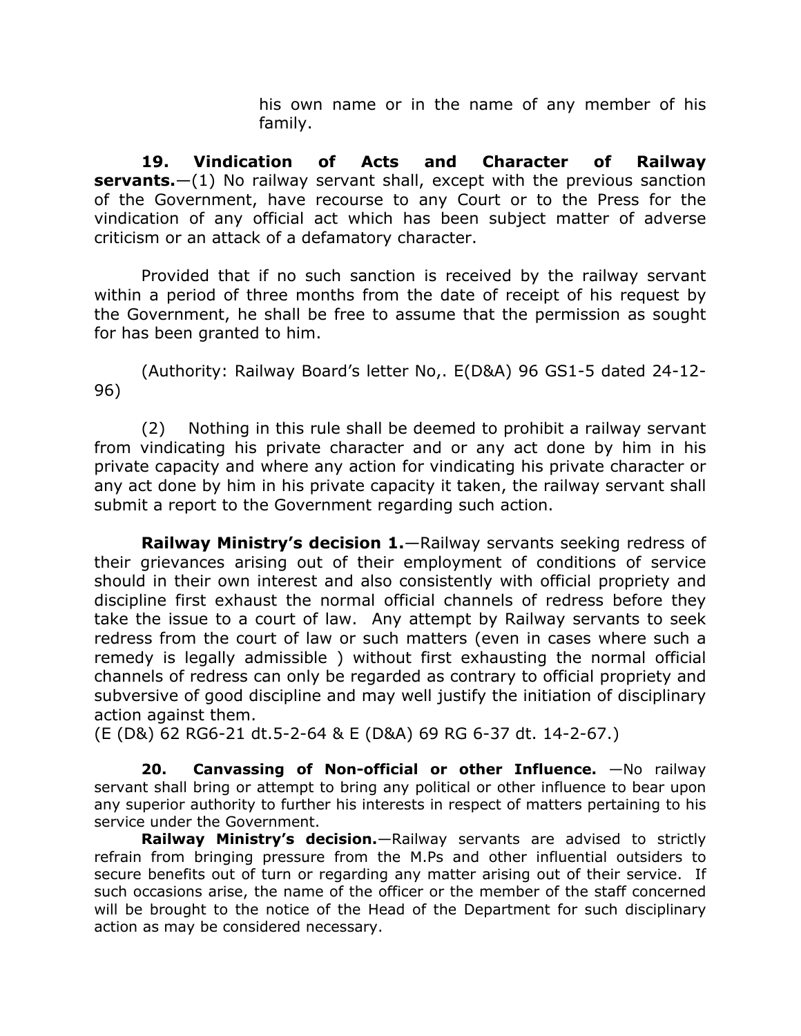his own name or in the name of any member of his family.

**19. Vindication of Acts and Character of Railway servants.**—(1) No railway servant shall, except with the previous sanction of the Government, have recourse to any Court or to the Press for the vindication of any official act which has been subject matter of adverse criticism or an attack of a defamatory character.

Provided that if no such sanction is received by the railway servant within a period of three months from the date of receipt of his request by the Government, he shall be free to assume that the permission as sought for has been granted to him.

(Authority: Railway Board's letter No,. E(D&A) 96 GS1-5 dated 24-12-96)

(2) Nothing in this rule shall be deemed to prohibit a railway servant from vindicating his private character and or any act done by him in his private capacity and where any action for vindicating his private character or any act done by him in his private capacity it taken, the railway servant shall submit a report to the Government regarding such action.

**Railway Ministry's decision 1.**—Railway servants seeking redress of their grievances arising out of their employment of conditions of service should in their own interest and also consistently with official propriety and discipline first exhaust the normal official channels of redress before they take the issue to a court of law. Any attempt by Railway servants to seek redress from the court of law or such matters (even in cases where such a remedy is legally admissible ) without first exhausting the normal official channels of redress can only be regarded as contrary to official propriety and subversive of good discipline and may well justify the initiation of disciplinary action against them.
(E (D&) 62 RG6-21 dt.5-2-64 & E (D&A) 69 RG 6-37 dt. 14-2-67.)

**20. Canvassing of Non-official or other Influence.** —No railway servant shall bring or attempt to bring any political or other influence to bear upon any superior authority to further his interests in respect of matters pertaining to his service under the Government.

**Railway Ministry's decision.**—Railway servants are advised to strictly refrain from bringing pressure from the M.Ps and other influential outsiders to secure benefits out of turn or regarding any matter arising out of their service. If such occasions arise, the name of the officer or the member of the staff concerned will be brought to the notice of the Head of the Department for such disciplinary action as may be considered necessary.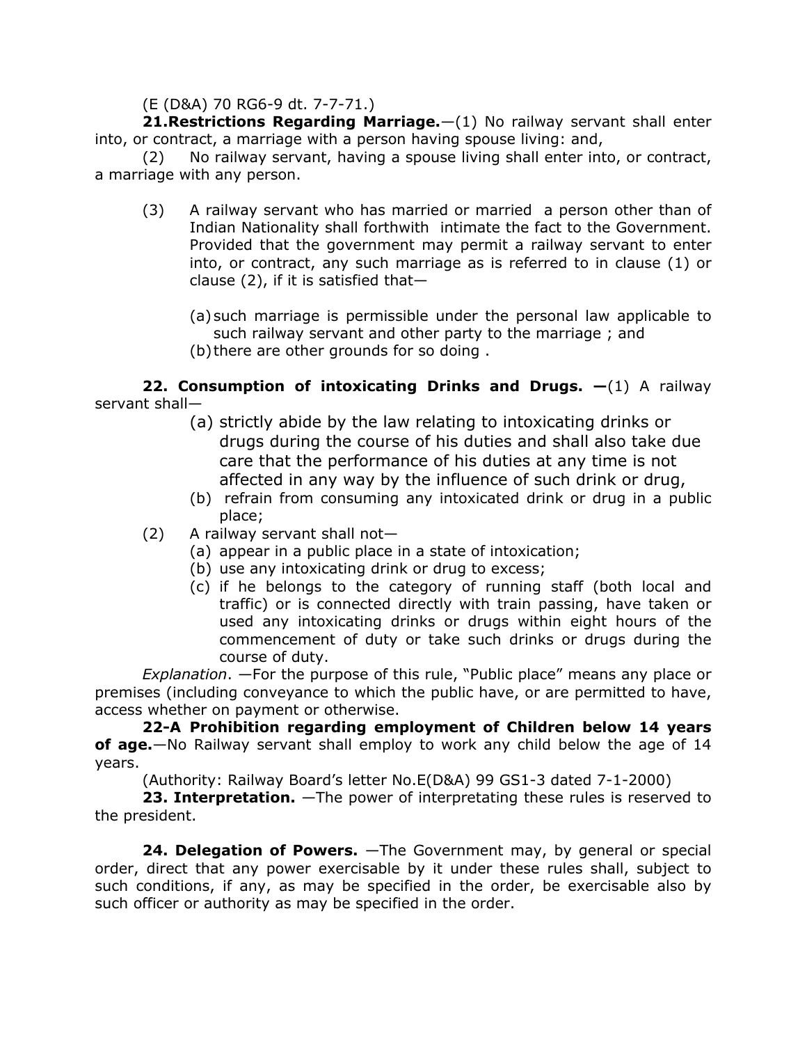(E (D&A) 70 RG6-9 dt. 7-7-71.)

**21.Restrictions Regarding Marriage.**—(1) No railway servant shall enter into, or contract, a marriage with a person having spouse living: and,

(2) No railway servant, having a spouse living shall enter into, or contract, a marriage with any person.

(3) A railway servant who has married or married a person other than of Indian Nationality shall forthwith intimate the fact to the Government. Provided that the government may permit a railway servant to enter into, or contract, any such marriage as is referred to in clause (1) or clause (2), if it is satisfied that—

(a) such marriage is permissible under the personal law applicable to such railway servant and other party to the marriage ; and
(b) there are other grounds for so doing .

**22. Consumption of intoxicating Drinks and Drugs. —**(1) A railway servant shall—

(a) strictly abide by the law relating to intoxicating drinks or drugs during the course of his duties and shall also take due care that the performance of his duties at any time is not affected in any way by the influence of such drink or drug,
(b) refrain from consuming any intoxicated drink or drug in a public place;

(2) A railway servant shall not—

(a) appear in a public place in a state of intoxication;
(b) use any intoxicating drink or drug to excess;
(c) if he belongs to the category of running staff (both local and traffic) or is connected directly with train passing, have taken or used any intoxicating drinks or drugs within eight hours of the commencement of duty or take such drinks or drugs during the course of duty.

*Explanation*. —For the purpose of this rule, "Public place" means any place or premises (including conveyance to which the public have, or are permitted to have, access whether on payment or otherwise.

**22-A Prohibition regarding employment of Children below 14 years of age.**—No Railway servant shall employ to work any child below the age of 14 years.

(Authority: Railway Board's letter No.E(D&A) 99 GS1-3 dated 7-1-2000)

**23. Interpretation.** —The power of interpretating these rules is reserved to the president.

**24. Delegation of Powers.** —The Government may, by general or special order, direct that any power exercisable by it under these rules shall, subject to such conditions, if any, as may be specified in the order, be exercisable also by such officer or authority as may be specified in the order.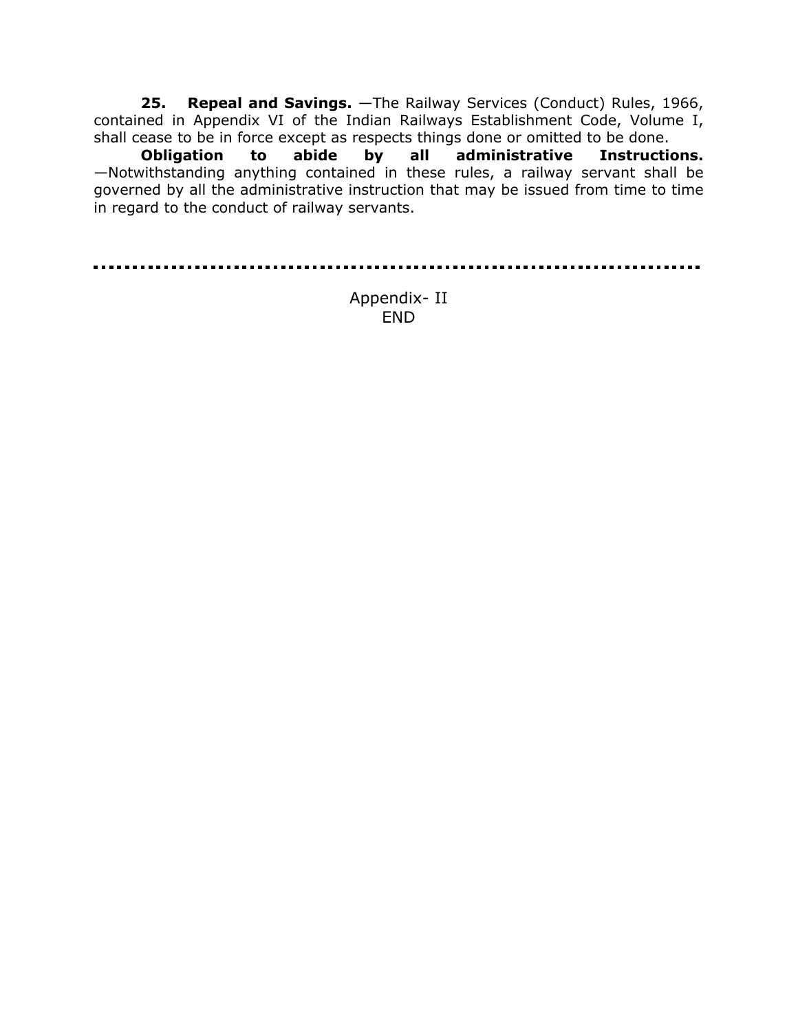**25. Repeal and Savings.** —The Railway Services (Conduct) Rules, 1966, contained in Appendix VI of the Indian Railways Establishment Code, Volume I, shall cease to be in force except as respects things done or omitted to be done.

**Obligation to abide by all administrative Instructions.** —Notwithstanding anything contained in these rules, a railway servant shall be governed by all the administrative instruction that may be issued from time to time in regard to the conduct of railway servants.

---

Appendix- II
END